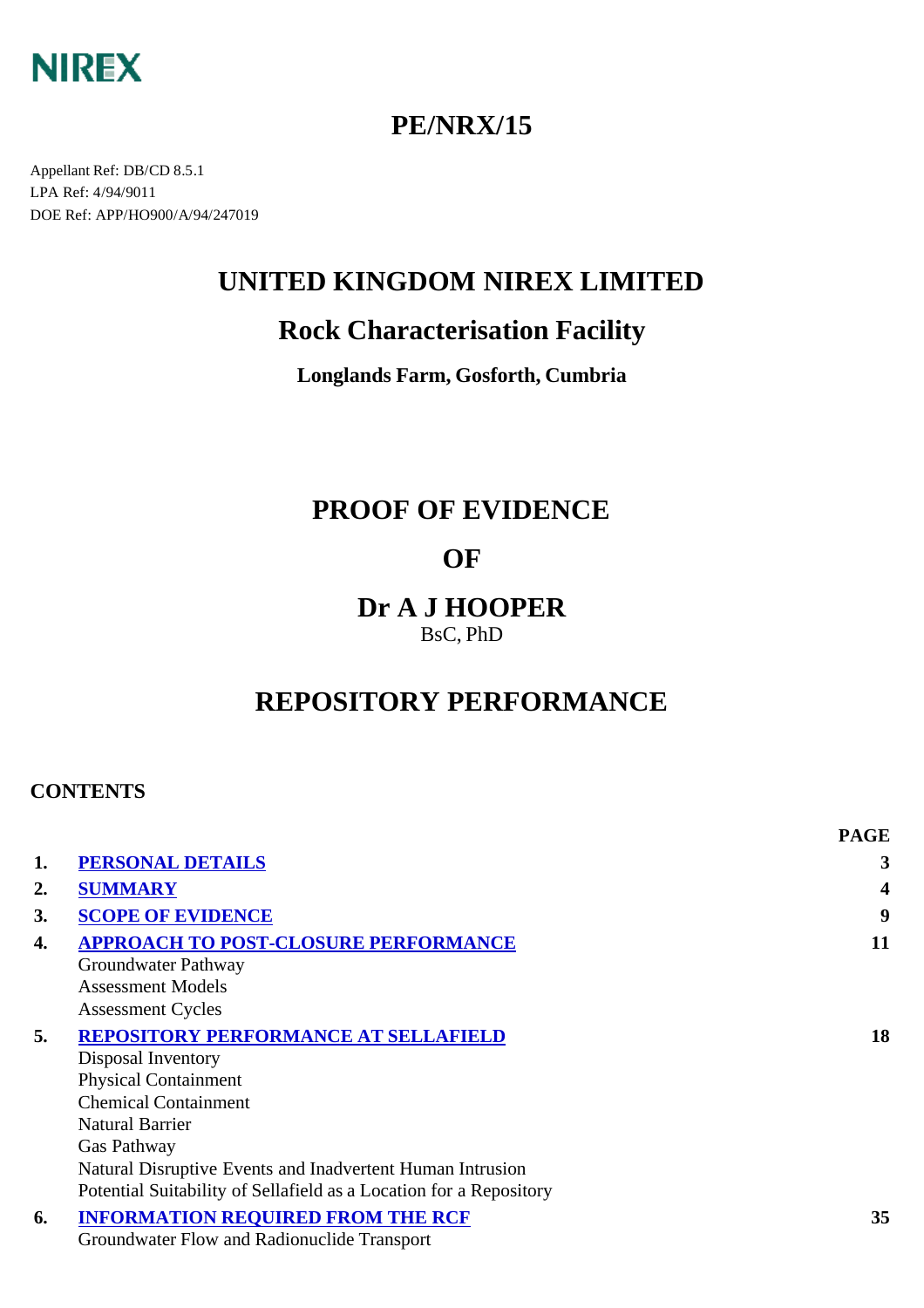NIREX

# PE/NRX/15

Appellant Ref: DB/CD 8.5.1
LPA Ref: 4/94/9011
DOE Ref: APP/HO900/A/94/247019

## UNITED KINGDOM NIREX LIMITED

## Rock Characterisation Facility

**Longlands Farm, Gosforth, Cumbria**

## PROOF OF EVIDENCE

## OF

## Dr A J HOOPER

BsC, PhD

## REPOSITORY PERFORMANCE

**CONTENTS**

| | | PAGE |
|---|---|---|
| **1.** | **PERSONAL DETAILS** | **3** |
| **2.** | **SUMMARY** | **4** |
| **3.** | **SCOPE OF EVIDENCE** | **9** |
| **4.** | **APPROACH TO POST-CLOSURE PERFORMANCE** | **11** |
| | Groundwater Pathway | |
| | Assessment Models | |
| | Assessment Cycles | |
| **5.** | **REPOSITORY PERFORMANCE AT SELLAFIELD** | **18** |
| | Disposal Inventory | |
| | Physical Containment | |
| | Chemical Containment | |
| | Natural Barrier | |
| | Gas Pathway | |
| | Natural Disruptive Events and Inadvertent Human Intrusion | |
| | Potential Suitability of Sellafield as a Location for a Repository | |
| **6.** | **INFORMATION REQUIRED FROM THE RCF** | **35** |
| | Groundwater Flow and Radionuclide Transport | |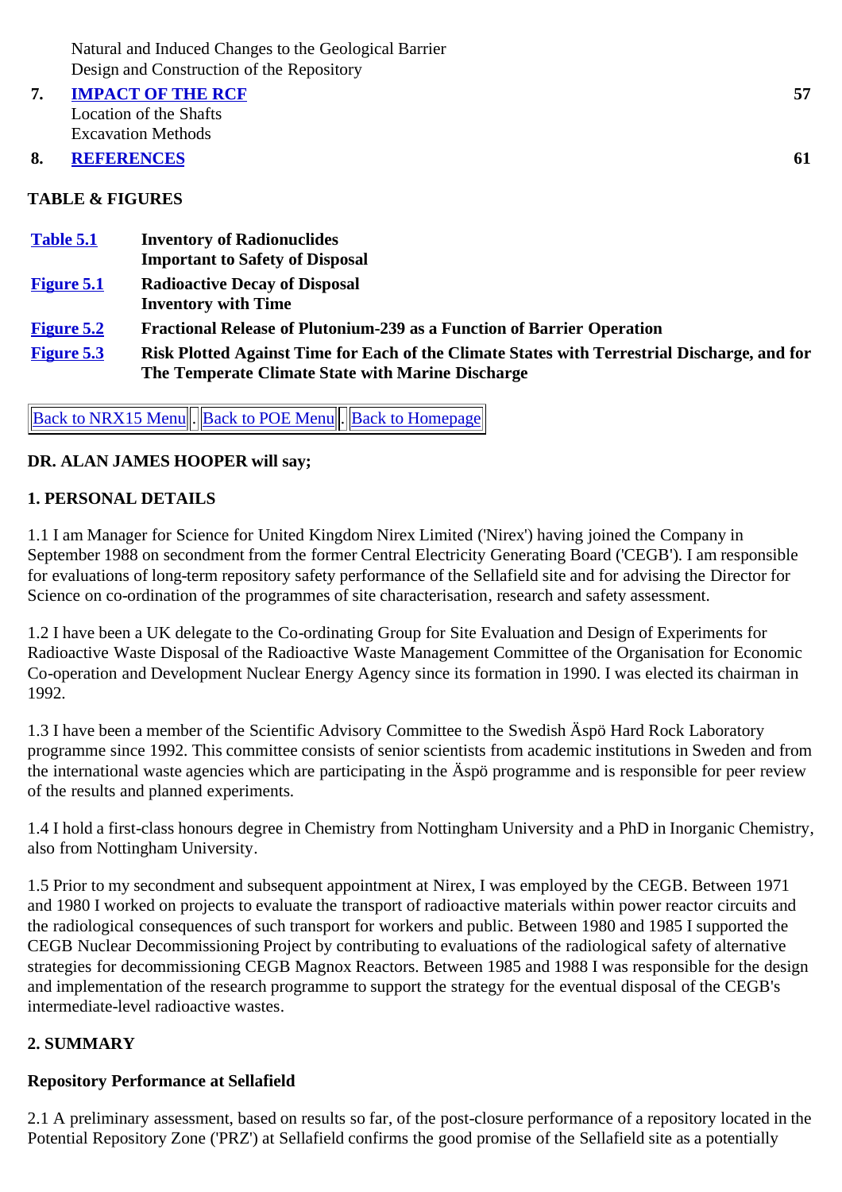Natural and Induced Changes to the Geological Barrier
Design and Construction of the Repository

| | | |
|---|---|---|
| **7.** | **[IMPACT OF THE RCF]** | **57** |
| | Location of the Shafts | |
| | Excavation Methods | |
| **8.** | **[REFERENCES]** | **61** |

**TABLE & FIGURES**

| | |
|---|---|
| **[Table 5.1]** | **Inventory of Radionuclides Important to Safety of Disposal** |
| **[Figure 5.1]** | **Radioactive Decay of Disposal Inventory with Time** |
| **[Figure 5.2]** | **Fractional Release of Plutonium-239 as a Function of Barrier Operation** |
| **[Figure 5.3]** | **Risk Plotted Against Time for Each of the Climate States with Terrestrial Discharge, and for The Temperate Climate State with Marine Discharge** |

[Back to NRX15 Menu] . [Back to POE Menu] . [Back to Homepage]

**DR. ALAN JAMES HOOPER will say;**

## 1. PERSONAL DETAILS

1.1 I am Manager for Science for United Kingdom Nirex Limited ('Nirex') having joined the Company in September 1988 on secondment from the former Central Electricity Generating Board ('CEGB'). I am responsible for evaluations of long-term repository safety performance of the Sellafield site and for advising the Director for Science on co-ordination of the programmes of site characterisation, research and safety assessment.

1.2 I have been a UK delegate to the Co-ordinating Group for Site Evaluation and Design of Experiments for Radioactive Waste Disposal of the Radioactive Waste Management Committee of the Organisation for Economic Co-operation and Development Nuclear Energy Agency since its formation in 1990. I was elected its chairman in 1992.

1.3 I have been a member of the Scientific Advisory Committee to the Swedish Äspö Hard Rock Laboratory programme since 1992. This committee consists of senior scientists from academic institutions in Sweden and from the international waste agencies which are participating in the Äspö programme and is responsible for peer review of the results and planned experiments.

1.4 I hold a first-class honours degree in Chemistry from Nottingham University and a PhD in Inorganic Chemistry, also from Nottingham University.

1.5 Prior to my secondment and subsequent appointment at Nirex, I was employed by the CEGB. Between 1971 and 1980 I worked on projects to evaluate the transport of radioactive materials within power reactor circuits and the radiological consequences of such transport for workers and public. Between 1980 and 1985 I supported the CEGB Nuclear Decommissioning Project by contributing to evaluations of the radiological safety of alternative strategies for decommissioning CEGB Magnox Reactors. Between 1985 and 1988 I was responsible for the design and implementation of the research programme to support the strategy for the eventual disposal of the CEGB's intermediate-level radioactive wastes.

## 2. SUMMARY

### Repository Performance at Sellafield

2.1 A preliminary assessment, based on results so far, of the post-closure performance of a repository located in the Potential Repository Zone ('PRZ') at Sellafield confirms the good promise of the Sellafield site as a potentially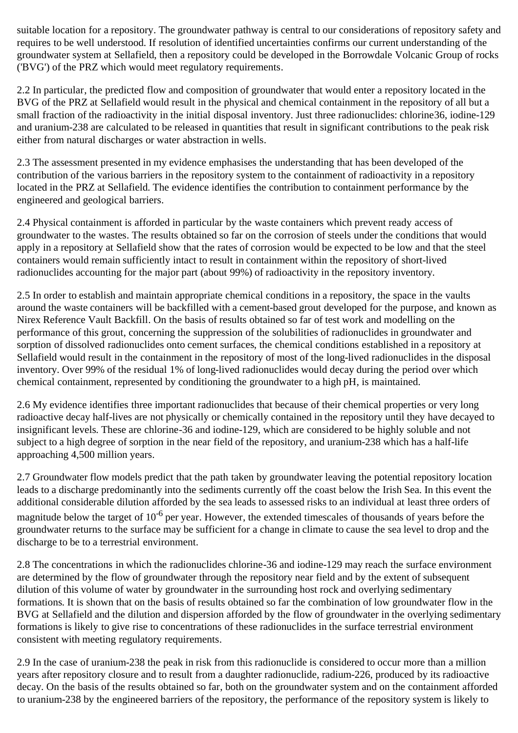suitable location for a repository. The groundwater pathway is central to our considerations of repository safety and requires to be well understood. If resolution of identified uncertainties confirms our current understanding of the groundwater system at Sellafield, then a repository could be developed in the Borrowdale Volcanic Group of rocks ('BVG') of the PRZ which would meet regulatory requirements.

2.2 In particular, the predicted flow and composition of groundwater that would enter a repository located in the BVG of the PRZ at Sellafield would result in the physical and chemical containment in the repository of all but a small fraction of the radioactivity in the initial disposal inventory. Just three radionuclides: chlorine36, iodine-129 and uranium-238 are calculated to be released in quantities that result in significant contributions to the peak risk either from natural discharges or water abstraction in wells.

2.3 The assessment presented in my evidence emphasises the understanding that has been developed of the contribution of the various barriers in the repository system to the containment of radioactivity in a repository located in the PRZ at Sellafield. The evidence identifies the contribution to containment performance by the engineered and geological barriers.

2.4 Physical containment is afforded in particular by the waste containers which prevent ready access of groundwater to the wastes. The results obtained so far on the corrosion of steels under the conditions that would apply in a repository at Sellafield show that the rates of corrosion would be expected to be low and that the steel containers would remain sufficiently intact to result in containment within the repository of short-lived radionuclides accounting for the major part (about 99%) of radioactivity in the repository inventory.

2.5 In order to establish and maintain appropriate chemical conditions in a repository, the space in the vaults around the waste containers will be backfilled with a cement-based grout developed for the purpose, and known as Nirex Reference Vault Backfill. On the basis of results obtained so far of test work and modelling on the performance of this grout, concerning the suppression of the solubilities of radionuclides in groundwater and sorption of dissolved radionuclides onto cement surfaces, the chemical conditions established in a repository at Sellafield would result in the containment in the repository of most of the long-lived radionuclides in the disposal inventory. Over 99% of the residual 1% of long-lived radionuclides would decay during the period over which chemical containment, represented by conditioning the groundwater to a high pH, is maintained.

2.6 My evidence identifies three important radionuclides that because of their chemical properties or very long radioactive decay half-lives are not physically or chemically contained in the repository until they have decayed to insignificant levels. These are chlorine-36 and iodine-129, which are considered to be highly soluble and not subject to a high degree of sorption in the near field of the repository, and uranium-238 which has a half-life approaching 4,500 million years.

2.7 Groundwater flow models predict that the path taken by groundwater leaving the potential repository location leads to a discharge predominantly into the sediments currently off the coast below the Irish Sea. In this event the additional considerable dilution afforded by the sea leads to assessed risks to an individual at least three orders of magnitude below the target of $10^{-6}$ per year. However, the extended timescales of thousands of years before the groundwater returns to the surface may be sufficient for a change in climate to cause the sea level to drop and the discharge to be to a terrestrial environment.

2.8 The concentrations in which the radionuclides chlorine-36 and iodine-129 may reach the surface environment are determined by the flow of groundwater through the repository near field and by the extent of subsequent dilution of this volume of water by groundwater in the surrounding host rock and overlying sedimentary formations. It is shown that on the basis of results obtained so far the combination of low groundwater flow in the BVG at Sellafield and the dilution and dispersion afforded by the flow of groundwater in the overlying sedimentary formations is likely to give rise to concentrations of these radionuclides in the surface terrestrial environment consistent with meeting regulatory requirements.

2.9 In the case of uranium-238 the peak in risk from this radionuclide is considered to occur more than a million years after repository closure and to result from a daughter radionuclide, radium-226, produced by its radioactive decay. On the basis of the results obtained so far, both on the groundwater system and on the containment afforded to uranium-238 by the engineered barriers of the repository, the performance of the repository system is likely to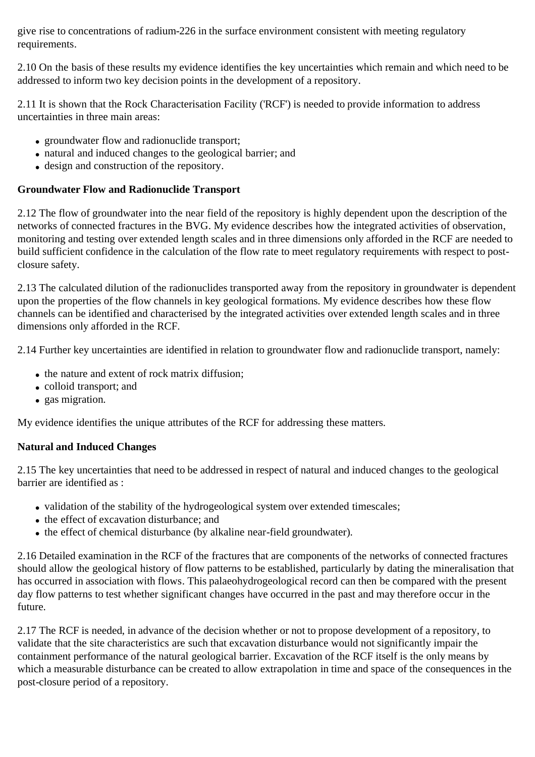give rise to concentrations of radium-226 in the surface environment consistent with meeting regulatory requirements.

2.10 On the basis of these results my evidence identifies the key uncertainties which remain and which need to be addressed to inform two key decision points in the development of a repository.

2.11 It is shown that the Rock Characterisation Facility ('RCF') is needed to provide information to address uncertainties in three main areas:

- groundwater flow and radionuclide transport;
- natural and induced changes to the geological barrier; and
- design and construction of the repository.

**Groundwater Flow and Radionuclide Transport**

2.12 The flow of groundwater into the near field of the repository is highly dependent upon the description of the networks of connected fractures in the BVG. My evidence describes how the integrated activities of observation, monitoring and testing over extended length scales and in three dimensions only afforded in the RCF are needed to build sufficient confidence in the calculation of the flow rate to meet regulatory requirements with respect to post-closure safety.

2.13 The calculated dilution of the radionuclides transported away from the repository in groundwater is dependent upon the properties of the flow channels in key geological formations. My evidence describes how these flow channels can be identified and characterised by the integrated activities over extended length scales and in three dimensions only afforded in the RCF.

2.14 Further key uncertainties are identified in relation to groundwater flow and radionuclide transport, namely:

- the nature and extent of rock matrix diffusion;
- colloid transport; and
- gas migration.

My evidence identifies the unique attributes of the RCF for addressing these matters.

**Natural and Induced Changes**

2.15 The key uncertainties that need to be addressed in respect of natural and induced changes to the geological barrier are identified as :

- validation of the stability of the hydrogeological system over extended timescales;
- the effect of excavation disturbance; and
- the effect of chemical disturbance (by alkaline near-field groundwater).

2.16 Detailed examination in the RCF of the fractures that are components of the networks of connected fractures should allow the geological history of flow patterns to be established, particularly by dating the mineralisation that has occurred in association with flows. This palaeohydrogeological record can then be compared with the present day flow patterns to test whether significant changes have occurred in the past and may therefore occur in the future.

2.17 The RCF is needed, in advance of the decision whether or not to propose development of a repository, to validate that the site characteristics are such that excavation disturbance would not significantly impair the containment performance of the natural geological barrier. Excavation of the RCF itself is the only means by which a measurable disturbance can be created to allow extrapolation in time and space of the consequences in the post-closure period of a repository.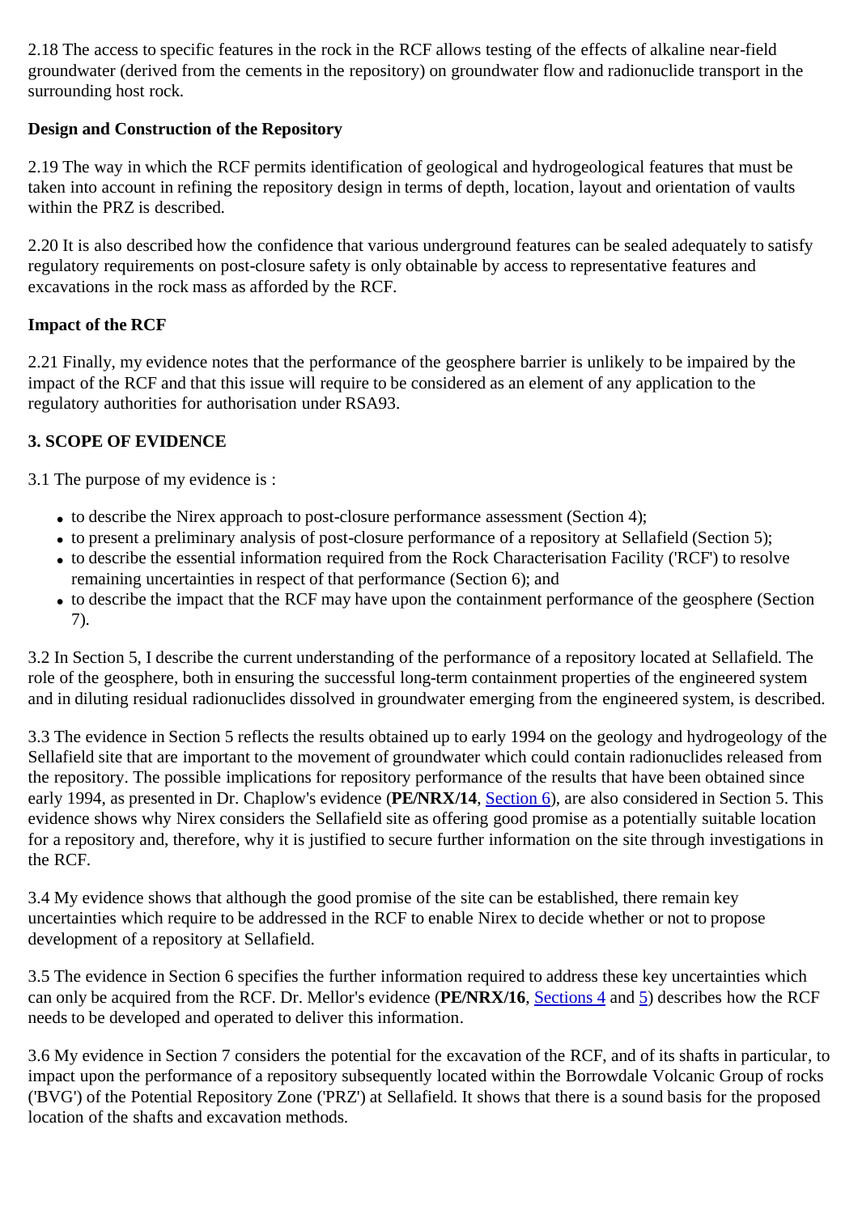2.18 The access to specific features in the rock in the RCF allows testing of the effects of alkaline near-field groundwater (derived from the cements in the repository) on groundwater flow and radionuclide transport in the surrounding host rock.

**Design and Construction of the Repository**

2.19 The way in which the RCF permits identification of geological and hydrogeological features that must be taken into account in refining the repository design in terms of depth, location, layout and orientation of vaults within the PRZ is described.

2.20 It is also described how the confidence that various underground features can be sealed adequately to satisfy regulatory requirements on post-closure safety is only obtainable by access to representative features and excavations in the rock mass as afforded by the RCF.

**Impact of the RCF**

2.21 Finally, my evidence notes that the performance of the geosphere barrier is unlikely to be impaired by the impact of the RCF and that this issue will require to be considered as an element of any application to the regulatory authorities for authorisation under RSA93.

**3. SCOPE OF EVIDENCE**

3.1 The purpose of my evidence is :

- to describe the Nirex approach to post-closure performance assessment (Section 4);
- to present a preliminary analysis of post-closure performance of a repository at Sellafield (Section 5);
- to describe the essential information required from the Rock Characterisation Facility ('RCF') to resolve remaining uncertainties in respect of that performance (Section 6); and
- to describe the impact that the RCF may have upon the containment performance of the geosphere (Section 7).

3.2 In Section 5, I describe the current understanding of the performance of a repository located at Sellafield. The role of the geosphere, both in ensuring the successful long-term containment properties of the engineered system and in diluting residual radionuclides dissolved in groundwater emerging from the engineered system, is described.

3.3 The evidence in Section 5 reflects the results obtained up to early 1994 on the geology and hydrogeology of the Sellafield site that are important to the movement of groundwater which could contain radionuclides released from the repository. The possible implications for repository performance of the results that have been obtained since early 1994, as presented in Dr. Chaplow's evidence (**PE/NRX/14**, Section 6), are also considered in Section 5. This evidence shows why Nirex considers the Sellafield site as offering good promise as a potentially suitable location for a repository and, therefore, why it is justified to secure further information on the site through investigations in the RCF.

3.4 My evidence shows that although the good promise of the site can be established, there remain key uncertainties which require to be addressed in the RCF to enable Nirex to decide whether or not to propose development of a repository at Sellafield.

3.5 The evidence in Section 6 specifies the further information required to address these key uncertainties which can only be acquired from the RCF. Dr. Mellor's evidence (**PE/NRX/16**, Sections 4 and 5) describes how the RCF needs to be developed and operated to deliver this information.

3.6 My evidence in Section 7 considers the potential for the excavation of the RCF, and of its shafts in particular, to impact upon the performance of a repository subsequently located within the Borrowdale Volcanic Group of rocks ('BVG') of the Potential Repository Zone ('PRZ') at Sellafield. It shows that there is a sound basis for the proposed location of the shafts and excavation methods.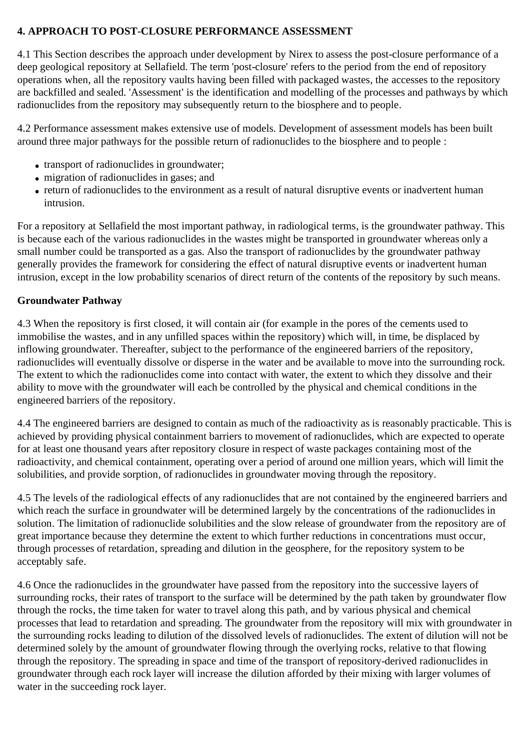## 4. APPROACH TO POST-CLOSURE PERFORMANCE ASSESSMENT

4.1 This Section describes the approach under development by Nirex to assess the post-closure performance of a deep geological repository at Sellafield. The term 'post-closure' refers to the period from the end of repository operations when, all the repository vaults having been filled with packaged wastes, the accesses to the repository are backfilled and sealed. 'Assessment' is the identification and modelling of the processes and pathways by which radionuclides from the repository may subsequently return to the biosphere and to people.

4.2 Performance assessment makes extensive use of models. Development of assessment models has been built around three major pathways for the possible return of radionuclides to the biosphere and to people :

- transport of radionuclides in groundwater;
- migration of radionuclides in gases; and
- return of radionuclides to the environment as a result of natural disruptive events or inadvertent human intrusion.

For a repository at Sellafield the most important pathway, in radiological terms, is the groundwater pathway. This is because each of the various radionuclides in the wastes might be transported in groundwater whereas only a small number could be transported as a gas. Also the transport of radionuclides by the groundwater pathway generally provides the framework for considering the effect of natural disruptive events or inadvertent human intrusion, except in the low probability scenarios of direct return of the contents of the repository by such means.

### Groundwater Pathway

4.3 When the repository is first closed, it will contain air (for example in the pores of the cements used to immobilise the wastes, and in any unfilled spaces within the repository) which will, in time, be displaced by inflowing groundwater. Thereafter, subject to the performance of the engineered barriers of the repository, radionuclides will eventually dissolve or disperse in the water and be available to move into the surrounding rock. The extent to which the radionuclides come into contact with water, the extent to which they dissolve and their ability to move with the groundwater will each be controlled by the physical and chemical conditions in the engineered barriers of the repository.

4.4 The engineered barriers are designed to contain as much of the radioactivity as is reasonably practicable. This is achieved by providing physical containment barriers to movement of radionuclides, which are expected to operate for at least one thousand years after repository closure in respect of waste packages containing most of the radioactivity, and chemical containment, operating over a period of around one million years, which will limit the solubilities, and provide sorption, of radionuclides in groundwater moving through the repository.

4.5 The levels of the radiological effects of any radionuclides that are not contained by the engineered barriers and which reach the surface in groundwater will be determined largely by the concentrations of the radionuclides in solution. The limitation of radionuclide solubilities and the slow release of groundwater from the repository are of great importance because they determine the extent to which further reductions in concentrations must occur, through processes of retardation, spreading and dilution in the geosphere, for the repository system to be acceptably safe.

4.6 Once the radionuclides in the groundwater have passed from the repository into the successive layers of surrounding rocks, their rates of transport to the surface will be determined by the path taken by groundwater flow through the rocks, the time taken for water to travel along this path, and by various physical and chemical processes that lead to retardation and spreading. The groundwater from the repository will mix with groundwater in the surrounding rocks leading to dilution of the dissolved levels of radionuclides. The extent of dilution will not be determined solely by the amount of groundwater flowing through the overlying rocks, relative to that flowing through the repository. The spreading in space and time of the transport of repository-derived radionuclides in groundwater through each rock layer will increase the dilution afforded by their mixing with larger volumes of water in the succeeding rock layer.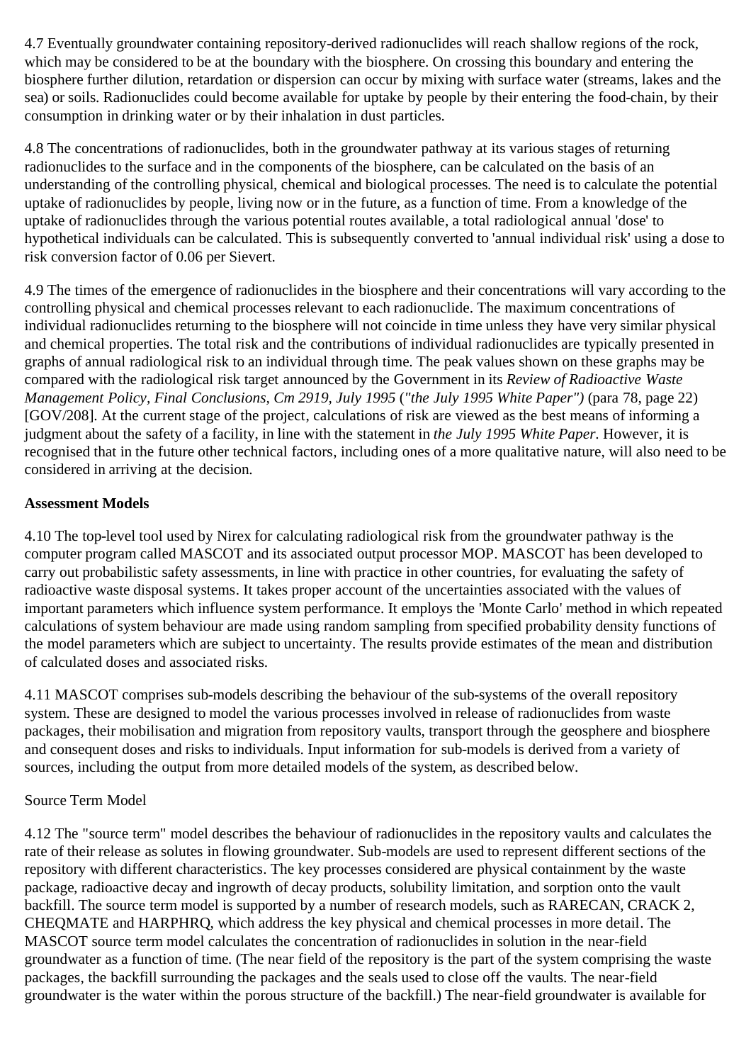4.7 Eventually groundwater containing repository-derived radionuclides will reach shallow regions of the rock, which may be considered to be at the boundary with the biosphere. On crossing this boundary and entering the biosphere further dilution, retardation or dispersion can occur by mixing with surface water (streams, lakes and the sea) or soils. Radionuclides could become available for uptake by people by their entering the food-chain, by their consumption in drinking water or by their inhalation in dust particles.

4.8 The concentrations of radionuclides, both in the groundwater pathway at its various stages of returning radionuclides to the surface and in the components of the biosphere, can be calculated on the basis of an understanding of the controlling physical, chemical and biological processes. The need is to calculate the potential uptake of radionuclides by people, living now or in the future, as a function of time. From a knowledge of the uptake of radionuclides through the various potential routes available, a total radiological annual 'dose' to hypothetical individuals can be calculated. This is subsequently converted to 'annual individual risk' using a dose to risk conversion factor of 0.06 per Sievert.

4.9 The times of the emergence of radionuclides in the biosphere and their concentrations will vary according to the controlling physical and chemical processes relevant to each radionuclide. The maximum concentrations of individual radionuclides returning to the biosphere will not coincide in time unless they have very similar physical and chemical properties. The total risk and the contributions of individual radionuclides are typically presented in graphs of annual radiological risk to an individual through time. The peak values shown on these graphs may be compared with the radiological risk target announced by the Government in its *Review of Radioactive Waste Management Policy, Final Conclusions, Cm 2919, July 1995* (*"the July 1995 White Paper")* (para 78, page 22) [GOV/208]. At the current stage of the project, calculations of risk are viewed as the best means of informing a judgment about the safety of a facility, in line with the statement in *the July 1995 White Paper*. However, it is recognised that in the future other technical factors, including ones of a more qualitative nature, will also need to be considered in arriving at the decision.

**Assessment Models**

4.10 The top-level tool used by Nirex for calculating radiological risk from the groundwater pathway is the computer program called MASCOT and its associated output processor MOP. MASCOT has been developed to carry out probabilistic safety assessments, in line with practice in other countries, for evaluating the safety of radioactive waste disposal systems. It takes proper account of the uncertainties associated with the values of important parameters which influence system performance. It employs the 'Monte Carlo' method in which repeated calculations of system behaviour are made using random sampling from specified probability density functions of the model parameters which are subject to uncertainty. The results provide estimates of the mean and distribution of calculated doses and associated risks.

4.11 MASCOT comprises sub-models describing the behaviour of the sub-systems of the overall repository system. These are designed to model the various processes involved in release of radionuclides from waste packages, their mobilisation and migration from repository vaults, transport through the geosphere and biosphere and consequent doses and risks to individuals. Input information for sub-models is derived from a variety of sources, including the output from more detailed models of the system, as described below.

Source Term Model

4.12 The "source term" model describes the behaviour of radionuclides in the repository vaults and calculates the rate of their release as solutes in flowing groundwater. Sub-models are used to represent different sections of the repository with different characteristics. The key processes considered are physical containment by the waste package, radioactive decay and ingrowth of decay products, solubility limitation, and sorption onto the vault backfill. The source term model is supported by a number of research models, such as RARECAN, CRACK 2, CHEQMATE and HARPHRQ, which address the key physical and chemical processes in more detail. The MASCOT source term model calculates the concentration of radionuclides in solution in the near-field groundwater as a function of time. (The near field of the repository is the part of the system comprising the waste packages, the backfill surrounding the packages and the seals used to close off the vaults. The near-field groundwater is the water within the porous structure of the backfill.) The near-field groundwater is available for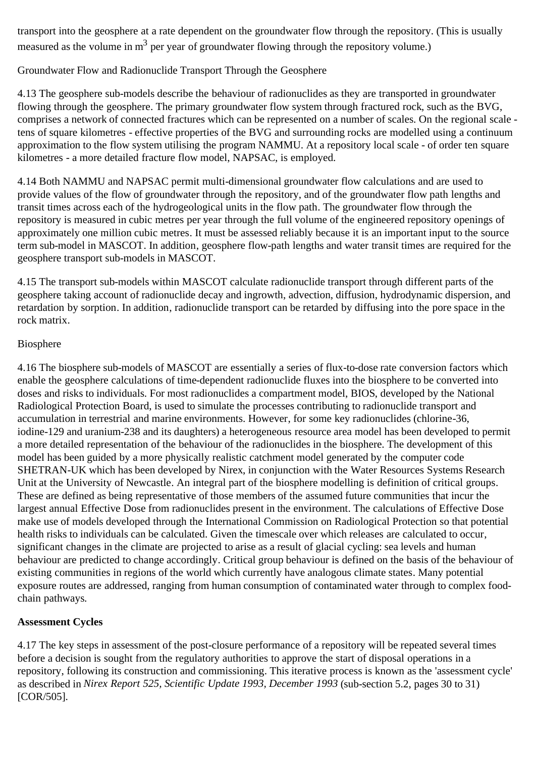transport into the geosphere at a rate dependent on the groundwater flow through the repository. (This is usually measured as the volume in $m^3$ per year of groundwater flowing through the repository volume.)

Groundwater Flow and Radionuclide Transport Through the Geosphere

4.13 The geosphere sub-models describe the behaviour of radionuclides as they are transported in groundwater flowing through the geosphere. The primary groundwater flow system through fractured rock, such as the BVG, comprises a network of connected fractures which can be represented on a number of scales. On the regional scale - tens of square kilometres - effective properties of the BVG and surrounding rocks are modelled using a continuum approximation to the flow system utilising the program NAMMU. At a repository local scale - of order ten square kilometres - a more detailed fracture flow model, NAPSAC, is employed.

4.14 Both NAMMU and NAPSAC permit multi-dimensional groundwater flow calculations and are used to provide values of the flow of groundwater through the repository, and of the groundwater flow path lengths and transit times across each of the hydrogeological units in the flow path. The groundwater flow through the repository is measured in cubic metres per year through the full volume of the engineered repository openings of approximately one million cubic metres. It must be assessed reliably because it is an important input to the source term sub-model in MASCOT. In addition, geosphere flow-path lengths and water transit times are required for the geosphere transport sub-models in MASCOT.

4.15 The transport sub-models within MASCOT calculate radionuclide transport through different parts of the geosphere taking account of radionuclide decay and ingrowth, advection, diffusion, hydrodynamic dispersion, and retardation by sorption. In addition, radionuclide transport can be retarded by diffusing into the pore space in the rock matrix.

Biosphere

4.16 The biosphere sub-models of MASCOT are essentially a series of flux-to-dose rate conversion factors which enable the geosphere calculations of time-dependent radionuclide fluxes into the biosphere to be converted into doses and risks to individuals. For most radionuclides a compartment model, BIOS, developed by the National Radiological Protection Board, is used to simulate the processes contributing to radionuclide transport and accumulation in terrestrial and marine environments. However, for some key radionuclides (chlorine-36, iodine-129 and uranium-238 and its daughters) a heterogeneous resource area model has been developed to permit a more detailed representation of the behaviour of the radionuclides in the biosphere. The development of this model has been guided by a more physically realistic catchment model generated by the computer code SHETRAN-UK which has been developed by Nirex, in conjunction with the Water Resources Systems Research Unit at the University of Newcastle. An integral part of the biosphere modelling is definition of critical groups. These are defined as being representative of those members of the assumed future communities that incur the largest annual Effective Dose from radionuclides present in the environment. The calculations of Effective Dose make use of models developed through the International Commission on Radiological Protection so that potential health risks to individuals can be calculated. Given the timescale over which releases are calculated to occur, significant changes in the climate are projected to arise as a result of glacial cycling: sea levels and human behaviour are predicted to change accordingly. Critical group behaviour is defined on the basis of the behaviour of existing communities in regions of the world which currently have analogous climate states. Many potential exposure routes are addressed, ranging from human consumption of contaminated water through to complex food-chain pathways.

**Assessment Cycles**

4.17 The key steps in assessment of the post-closure performance of a repository will be repeated several times before a decision is sought from the regulatory authorities to approve the start of disposal operations in a repository, following its construction and commissioning. This iterative process is known as the 'assessment cycle' as described in *Nirex Report 525, Scientific Update 1993, December 1993* (sub-section 5.2, pages 30 to 31) [COR/505].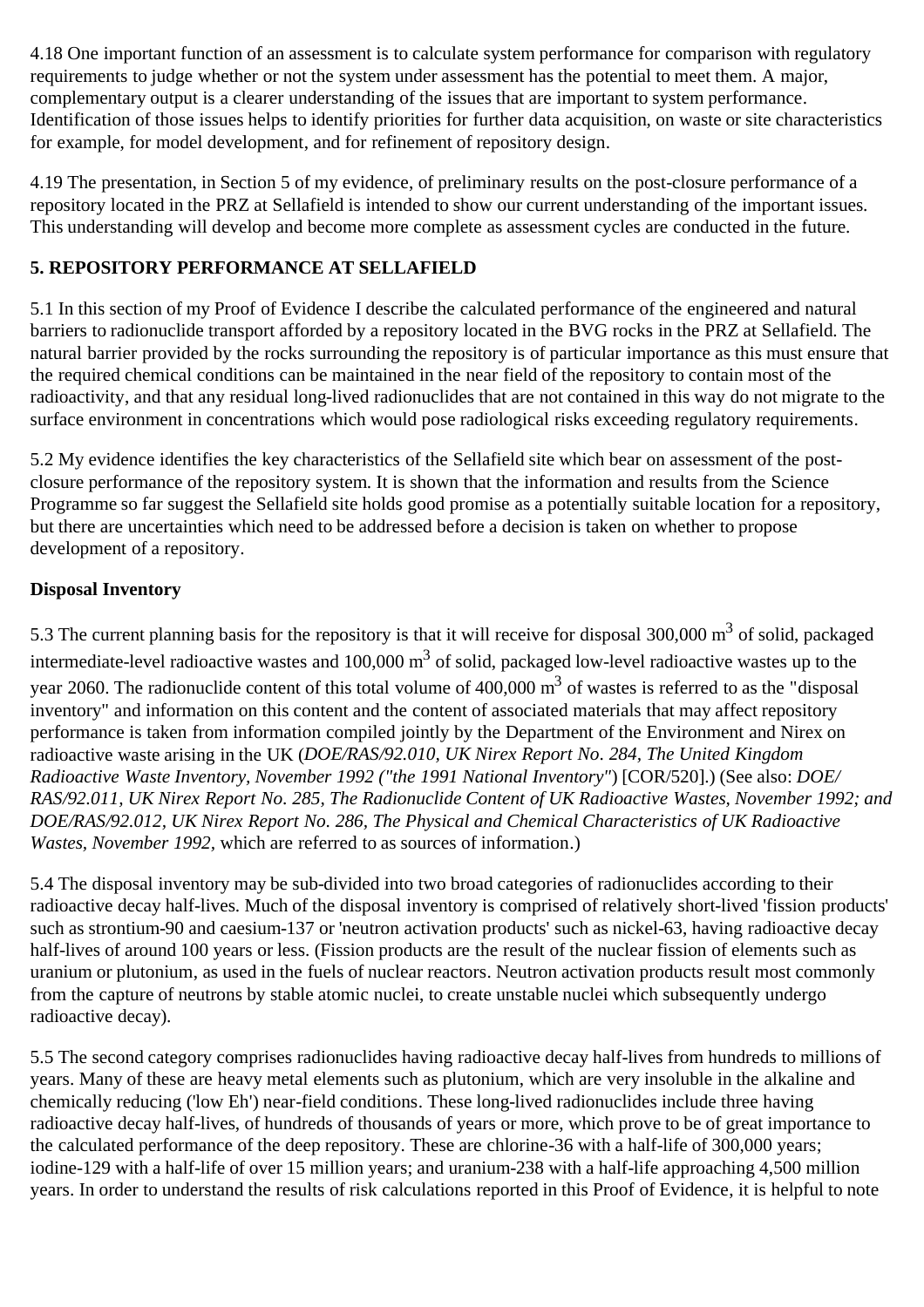4.18 One important function of an assessment is to calculate system performance for comparison with regulatory requirements to judge whether or not the system under assessment has the potential to meet them. A major, complementary output is a clearer understanding of the issues that are important to system performance. Identification of those issues helps to identify priorities for further data acquisition, on waste or site characteristics for example, for model development, and for refinement of repository design.

4.19 The presentation, in Section 5 of my evidence, of preliminary results on the post-closure performance of a repository located in the PRZ at Sellafield is intended to show our current understanding of the important issues. This understanding will develop and become more complete as assessment cycles are conducted in the future.

## 5. REPOSITORY PERFORMANCE AT SELLAFIELD

5.1 In this section of my Proof of Evidence I describe the calculated performance of the engineered and natural barriers to radionuclide transport afforded by a repository located in the BVG rocks in the PRZ at Sellafield. The natural barrier provided by the rocks surrounding the repository is of particular importance as this must ensure that the required chemical conditions can be maintained in the near field of the repository to contain most of the radioactivity, and that any residual long-lived radionuclides that are not contained in this way do not migrate to the surface environment in concentrations which would pose radiological risks exceeding regulatory requirements.

5.2 My evidence identifies the key characteristics of the Sellafield site which bear on assessment of the post-closure performance of the repository system. It is shown that the information and results from the Science Programme so far suggest the Sellafield site holds good promise as a potentially suitable location for a repository, but there are uncertainties which need to be addressed before a decision is taken on whether to propose development of a repository.

### Disposal Inventory

5.3 The current planning basis for the repository is that it will receive for disposal 300,000 $m^3$ of solid, packaged intermediate-level radioactive wastes and 100,000 $m^3$ of solid, packaged low-level radioactive wastes up to the year 2060. The radionuclide content of this total volume of 400,000 $m^3$ of wastes is referred to as the "disposal inventory" and information on this content and the content of associated materials that may affect repository performance is taken from information compiled jointly by the Department of the Environment and Nirex on radioactive waste arising in the UK (*DOE/RAS/92.010, UK Nirex Report No. 284, The United Kingdom Radioactive Waste Inventory, November 1992 ("the 1991 National Inventory"*) [COR/520].) (See also: *DOE/RAS/92.011, UK Nirex Report No. 285, The Radionuclide Content of UK Radioactive Wastes, November 1992; and DOE/RAS/92.012, UK Nirex Report No. 286, The Physical and Chemical Characteristics of UK Radioactive Wastes, November 1992,* which are referred to as sources of information.)

5.4 The disposal inventory may be sub-divided into two broad categories of radionuclides according to their radioactive decay half-lives. Much of the disposal inventory is comprised of relatively short-lived 'fission products' such as strontium-90 and caesium-137 or 'neutron activation products' such as nickel-63, having radioactive decay half-lives of around 100 years or less. (Fission products are the result of the nuclear fission of elements such as uranium or plutonium, as used in the fuels of nuclear reactors. Neutron activation products result most commonly from the capture of neutrons by stable atomic nuclei, to create unstable nuclei which subsequently undergo radioactive decay).

5.5 The second category comprises radionuclides having radioactive decay half-lives from hundreds to millions of years. Many of these are heavy metal elements such as plutonium, which are very insoluble in the alkaline and chemically reducing ('low Eh') near-field conditions. These long-lived radionuclides include three having radioactive decay half-lives, of hundreds of thousands of years or more, which prove to be of great importance to the calculated performance of the deep repository. These are chlorine-36 with a half-life of 300,000 years; iodine-129 with a half-life of over 15 million years; and uranium-238 with a half-life approaching 4,500 million years. In order to understand the results of risk calculations reported in this Proof of Evidence, it is helpful to note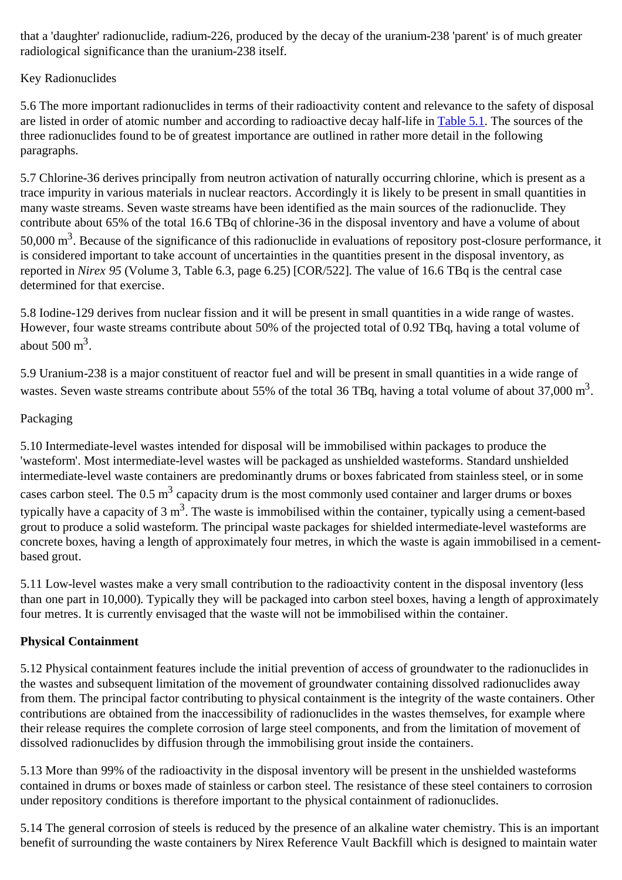that a 'daughter' radionuclide, radium-226, produced by the decay of the uranium-238 'parent' is of much greater radiological significance than the uranium-238 itself.

Key Radionuclides

5.6 The more important radionuclides in terms of their radioactivity content and relevance to the safety of disposal are listed in order of atomic number and according to radioactive decay half-life in Table 5.1. The sources of the three radionuclides found to be of greatest importance are outlined in rather more detail in the following paragraphs.

5.7 Chlorine-36 derives principally from neutron activation of naturally occurring chlorine, which is present as a trace impurity in various materials in nuclear reactors. Accordingly it is likely to be present in small quantities in many waste streams. Seven waste streams have been identified as the main sources of the radionuclide. They contribute about 65% of the total 16.6 TBq of chlorine-36 in the disposal inventory and have a volume of about 50,000 $m^3$. Because of the significance of this radionuclide in evaluations of repository post-closure performance, it is considered important to take account of uncertainties in the quantities present in the disposal inventory, as reported in *Nirex 95* (Volume 3, Table 6.3, page 6.25) [COR/522]. The value of 16.6 TBq is the central case determined for that exercise.

5.8 Iodine-129 derives from nuclear fission and it will be present in small quantities in a wide range of wastes. However, four waste streams contribute about 50% of the projected total of 0.92 TBq, having a total volume of about 500 $m^3$.

5.9 Uranium-238 is a major constituent of reactor fuel and will be present in small quantities in a wide range of wastes. Seven waste streams contribute about 55% of the total 36 TBq, having a total volume of about 37,000 $m^3$.

Packaging

5.10 Intermediate-level wastes intended for disposal will be immobilised within packages to produce the 'wasteform'. Most intermediate-level wastes will be packaged as unshielded wasteforms. Standard unshielded intermediate-level waste containers are predominantly drums or boxes fabricated from stainless steel, or in some cases carbon steel. The 0.5 $m^3$ capacity drum is the most commonly used container and larger drums or boxes typically have a capacity of 3 $m^3$. The waste is immobilised within the container, typically using a cement-based grout to produce a solid wasteform. The principal waste packages for shielded intermediate-level wasteforms are concrete boxes, having a length of approximately four metres, in which the waste is again immobilised in a cement-based grout.

5.11 Low-level wastes make a very small contribution to the radioactivity content in the disposal inventory (less than one part in 10,000). Typically they will be packaged into carbon steel boxes, having a length of approximately four metres. It is currently envisaged that the waste will not be immobilised within the container.

**Physical Containment**

5.12 Physical containment features include the initial prevention of access of groundwater to the radionuclides in the wastes and subsequent limitation of the movement of groundwater containing dissolved radionuclides away from them. The principal factor contributing to physical containment is the integrity of the waste containers. Other contributions are obtained from the inaccessibility of radionuclides in the wastes themselves, for example where their release requires the complete corrosion of large steel components, and from the limitation of movement of dissolved radionuclides by diffusion through the immobilising grout inside the containers.

5.13 More than 99% of the radioactivity in the disposal inventory will be present in the unshielded wasteforms contained in drums or boxes made of stainless or carbon steel. The resistance of these steel containers to corrosion under repository conditions is therefore important to the physical containment of radionuclides.

5.14 The general corrosion of steels is reduced by the presence of an alkaline water chemistry. This is an important benefit of surrounding the waste containers by Nirex Reference Vault Backfill which is designed to maintain water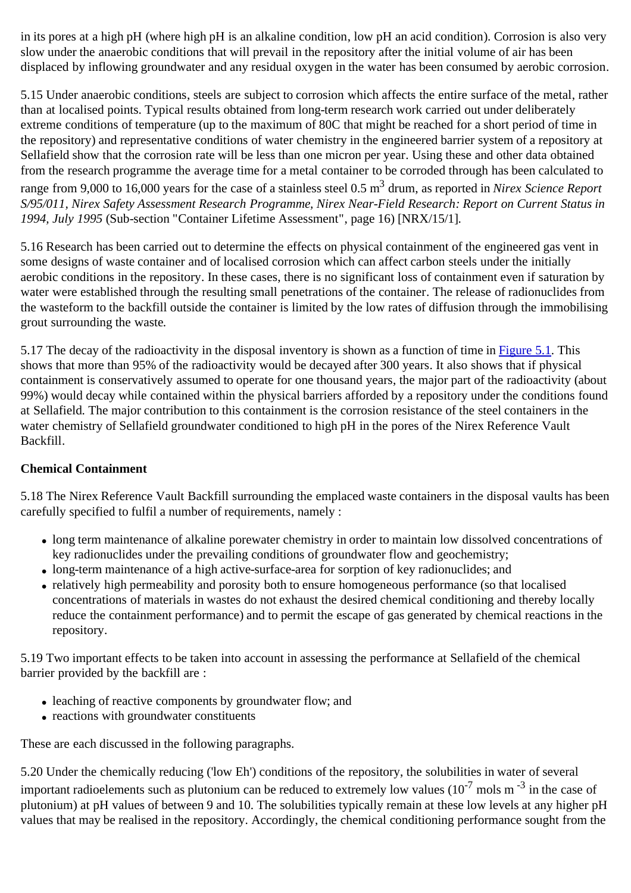in its pores at a high pH (where high pH is an alkaline condition, low pH an acid condition). Corrosion is also very slow under the anaerobic conditions that will prevail in the repository after the initial volume of air has been displaced by inflowing groundwater and any residual oxygen in the water has been consumed by aerobic corrosion.

5.15 Under anaerobic conditions, steels are subject to corrosion which affects the entire surface of the metal, rather than at localised points. Typical results obtained from long-term research work carried out under deliberately extreme conditions of temperature (up to the maximum of 80C that might be reached for a short period of time in the repository) and representative conditions of water chemistry in the engineered barrier system of a repository at Sellafield show that the corrosion rate will be less than one micron per year. Using these and other data obtained from the research programme the average time for a metal container to be corroded through has been calculated to range from 9,000 to 16,000 years for the case of a stainless steel 0.5 $m^3$ drum, as reported in *Nirex Science Report S/95/011, Nirex Safety Assessment Research Programme, Nirex Near-Field Research: Report on Current Status in 1994, July 1995* (Sub-section "Container Lifetime Assessment", page 16) [NRX/15/1].

5.16 Research has been carried out to determine the effects on physical containment of the engineered gas vent in some designs of waste container and of localised corrosion which can affect carbon steels under the initially aerobic conditions in the repository. In these cases, there is no significant loss of containment even if saturation by water were established through the resulting small penetrations of the container. The release of radionuclides from the wasteform to the backfill outside the container is limited by the low rates of diffusion through the immobilising grout surrounding the waste.

5.17 The decay of the radioactivity in the disposal inventory is shown as a function of time in Figure 5.1. This shows that more than 95% of the radioactivity would be decayed after 300 years. It also shows that if physical containment is conservatively assumed to operate for one thousand years, the major part of the radioactivity (about 99%) would decay while contained within the physical barriers afforded by a repository under the conditions found at Sellafield. The major contribution to this containment is the corrosion resistance of the steel containers in the water chemistry of Sellafield groundwater conditioned to high pH in the pores of the Nirex Reference Vault Backfill.

**Chemical Containment**

5.18 The Nirex Reference Vault Backfill surrounding the emplaced waste containers in the disposal vaults has been carefully specified to fulfil a number of requirements, namely :

- long term maintenance of alkaline porewater chemistry in order to maintain low dissolved concentrations of key radionuclides under the prevailing conditions of groundwater flow and geochemistry;
- long-term maintenance of a high active-surface-area for sorption of key radionuclides; and
- relatively high permeability and porosity both to ensure homogeneous performance (so that localised concentrations of materials in wastes do not exhaust the desired chemical conditioning and thereby locally reduce the containment performance) and to permit the escape of gas generated by chemical reactions in the repository.

5.19 Two important effects to be taken into account in assessing the performance at Sellafield of the chemical barrier provided by the backfill are :

- leaching of reactive components by groundwater flow; and
- reactions with groundwater constituents

These are each discussed in the following paragraphs.

5.20 Under the chemically reducing ('low Eh') conditions of the repository, the solubilities in water of several important radioelements such as plutonium can be reduced to extremely low values ($10^{-7}$ mols $m^{-3}$ in the case of plutonium) at pH values of between 9 and 10. The solubilities typically remain at these low levels at any higher pH values that may be realised in the repository. Accordingly, the chemical conditioning performance sought from the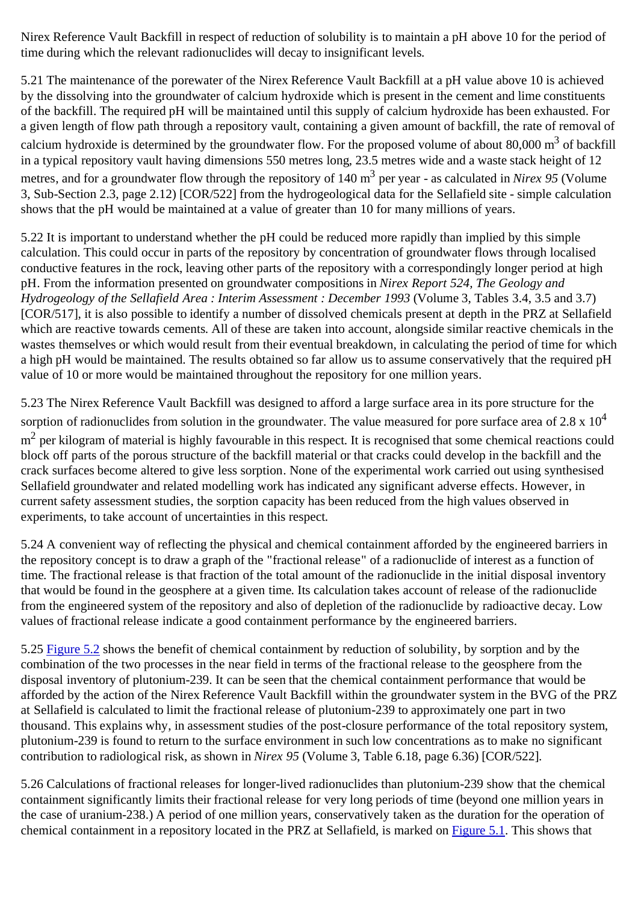Nirex Reference Vault Backfill in respect of reduction of solubility is to maintain a pH above 10 for the period of time during which the relevant radionuclides will decay to insignificant levels.

5.21 The maintenance of the porewater of the Nirex Reference Vault Backfill at a pH value above 10 is achieved by the dissolving into the groundwater of calcium hydroxide which is present in the cement and lime constituents of the backfill. The required pH will be maintained until this supply of calcium hydroxide has been exhausted. For a given length of flow path through a repository vault, containing a given amount of backfill, the rate of removal of calcium hydroxide is determined by the groundwater flow. For the proposed volume of about 80,000 $m^3$ of backfill in a typical repository vault having dimensions 550 metres long, 23.5 metres wide and a waste stack height of 12 metres, and for a groundwater flow through the repository of 140 $m^3$ per year - as calculated in *Nirex 95* (Volume 3, Sub-Section 2.3, page 2.12) [COR/522] from the hydrogeological data for the Sellafield site - simple calculation shows that the pH would be maintained at a value of greater than 10 for many millions of years.

5.22 It is important to understand whether the pH could be reduced more rapidly than implied by this simple calculation. This could occur in parts of the repository by concentration of groundwater flows through localised conductive features in the rock, leaving other parts of the repository with a correspondingly longer period at high pH. From the information presented on groundwater compositions in *Nirex Report 524, The Geology and Hydrogeology of the Sellafield Area : Interim Assessment : December 1993* (Volume 3, Tables 3.4, 3.5 and 3.7) [COR/517], it is also possible to identify a number of dissolved chemicals present at depth in the PRZ at Sellafield which are reactive towards cements. All of these are taken into account, alongside similar reactive chemicals in the wastes themselves or which would result from their eventual breakdown, in calculating the period of time for which a high pH would be maintained. The results obtained so far allow us to assume conservatively that the required pH value of 10 or more would be maintained throughout the repository for one million years.

5.23 The Nirex Reference Vault Backfill was designed to afford a large surface area in its pore structure for the sorption of radionuclides from solution in the groundwater. The value measured for pore surface area of $2.8 \times 10^4$ $m^2$ per kilogram of material is highly favourable in this respect. It is recognised that some chemical reactions could block off parts of the porous structure of the backfill material or that cracks could develop in the backfill and the crack surfaces become altered to give less sorption. None of the experimental work carried out using synthesised Sellafield groundwater and related modelling work has indicated any significant adverse effects. However, in current safety assessment studies, the sorption capacity has been reduced from the high values observed in experiments, to take account of uncertainties in this respect.

5.24 A convenient way of reflecting the physical and chemical containment afforded by the engineered barriers in the repository concept is to draw a graph of the "fractional release" of a radionuclide of interest as a function of time. The fractional release is that fraction of the total amount of the radionuclide in the initial disposal inventory that would be found in the geosphere at a given time. Its calculation takes account of release of the radionuclide from the engineered system of the repository and also of depletion of the radionuclide by radioactive decay. Low values of fractional release indicate a good containment performance by the engineered barriers.

5.25 Figure 5.2 shows the benefit of chemical containment by reduction of solubility, by sorption and by the combination of the two processes in the near field in terms of the fractional release to the geosphere from the disposal inventory of plutonium-239. It can be seen that the chemical containment performance that would be afforded by the action of the Nirex Reference Vault Backfill within the groundwater system in the BVG of the PRZ at Sellafield is calculated to limit the fractional release of plutonium-239 to approximately one part in two thousand. This explains why, in assessment studies of the post-closure performance of the total repository system, plutonium-239 is found to return to the surface environment in such low concentrations as to make no significant contribution to radiological risk, as shown in *Nirex 95* (Volume 3, Table 6.18, page 6.36) [COR/522].

5.26 Calculations of fractional releases for longer-lived radionuclides than plutonium-239 show that the chemical containment significantly limits their fractional release for very long periods of time (beyond one million years in the case of uranium-238.) A period of one million years, conservatively taken as the duration for the operation of chemical containment in a repository located in the PRZ at Sellafield, is marked on Figure 5.1. This shows that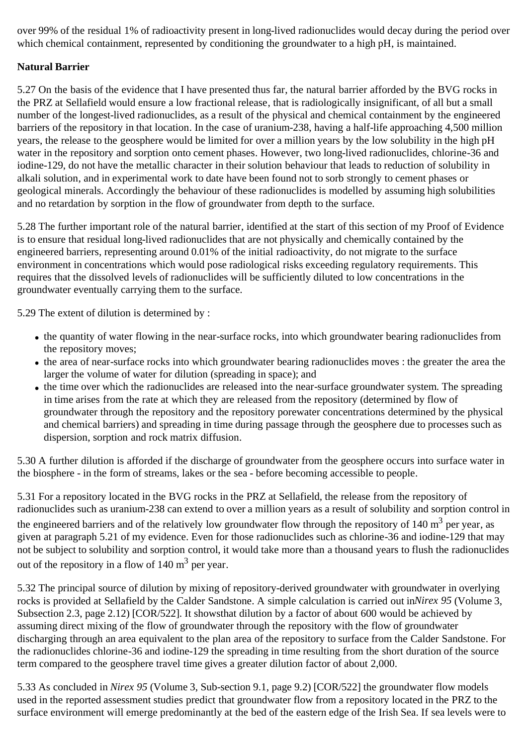over 99% of the residual 1% of radioactivity present in long-lived radionuclides would decay during the period over which chemical containment, represented by conditioning the groundwater to a high pH, is maintained.

**Natural Barrier**

5.27 On the basis of the evidence that I have presented thus far, the natural barrier afforded by the BVG rocks in the PRZ at Sellafield would ensure a low fractional release, that is radiologically insignificant, of all but a small number of the longest-lived radionuclides, as a result of the physical and chemical containment by the engineered barriers of the repository in that location. In the case of uranium-238, having a half-life approaching 4,500 million years, the release to the geosphere would be limited for over a million years by the low solubility in the high pH water in the repository and sorption onto cement phases. However, two long-lived radionuclides, chlorine-36 and iodine-129, do not have the metallic character in their solution behaviour that leads to reduction of solubility in alkali solution, and in experimental work to date have been found not to sorb strongly to cement phases or geological minerals. Accordingly the behaviour of these radionuclides is modelled by assuming high solubilities and no retardation by sorption in the flow of groundwater from depth to the surface.

5.28 The further important role of the natural barrier, identified at the start of this section of my Proof of Evidence is to ensure that residual long-lived radionuclides that are not physically and chemically contained by the engineered barriers, representing around 0.01% of the initial radioactivity, do not migrate to the surface environment in concentrations which would pose radiological risks exceeding regulatory requirements. This requires that the dissolved levels of radionuclides will be sufficiently diluted to low concentrations in the groundwater eventually carrying them to the surface.

5.29 The extent of dilution is determined by :

- the quantity of water flowing in the near-surface rocks, into which groundwater bearing radionuclides from the repository moves;
- the area of near-surface rocks into which groundwater bearing radionuclides moves : the greater the area the larger the volume of water for dilution (spreading in space); and
- the time over which the radionuclides are released into the near-surface groundwater system. The spreading in time arises from the rate at which they are released from the repository (determined by flow of groundwater through the repository and the repository porewater concentrations determined by the physical and chemical barriers) and spreading in time during passage through the geosphere due to processes such as dispersion, sorption and rock matrix diffusion.

5.30 A further dilution is afforded if the discharge of groundwater from the geosphere occurs into surface water in the biosphere - in the form of streams, lakes or the sea - before becoming accessible to people.

5.31 For a repository located in the BVG rocks in the PRZ at Sellafield, the release from the repository of radionuclides such as uranium-238 can extend to over a million years as a result of solubility and sorption control in the engineered barriers and of the relatively low groundwater flow through the repository of 140 $m^3$ per year, as given at paragraph 5.21 of my evidence. Even for those radionuclides such as chlorine-36 and iodine-129 that may not be subject to solubility and sorption control, it would take more than a thousand years to flush the radionuclides out of the repository in a flow of 140 $m^3$ per year.

5.32 The principal source of dilution by mixing of repository-derived groundwater with groundwater in overlying rocks is provided at Sellafield by the Calder Sandstone. A simple calculation is carried out in *Nirex 95* (Volume 3, Subsection 2.3, page 2.12) [COR/522]. It showsthat dilution by a factor of about 600 would be achieved by assuming direct mixing of the flow of groundwater through the repository with the flow of groundwater discharging through an area equivalent to the plan area of the repository to surface from the Calder Sandstone. For the radionuclides chlorine-36 and iodine-129 the spreading in time resulting from the short duration of the source term compared to the geosphere travel time gives a greater dilution factor of about 2,000.

5.33 As concluded in *Nirex 95* (Volume 3, Sub-section 9.1, page 9.2) [COR/522] the groundwater flow models used in the reported assessment studies predict that groundwater flow from a repository located in the PRZ to the surface environment will emerge predominantly at the bed of the eastern edge of the Irish Sea. If sea levels were to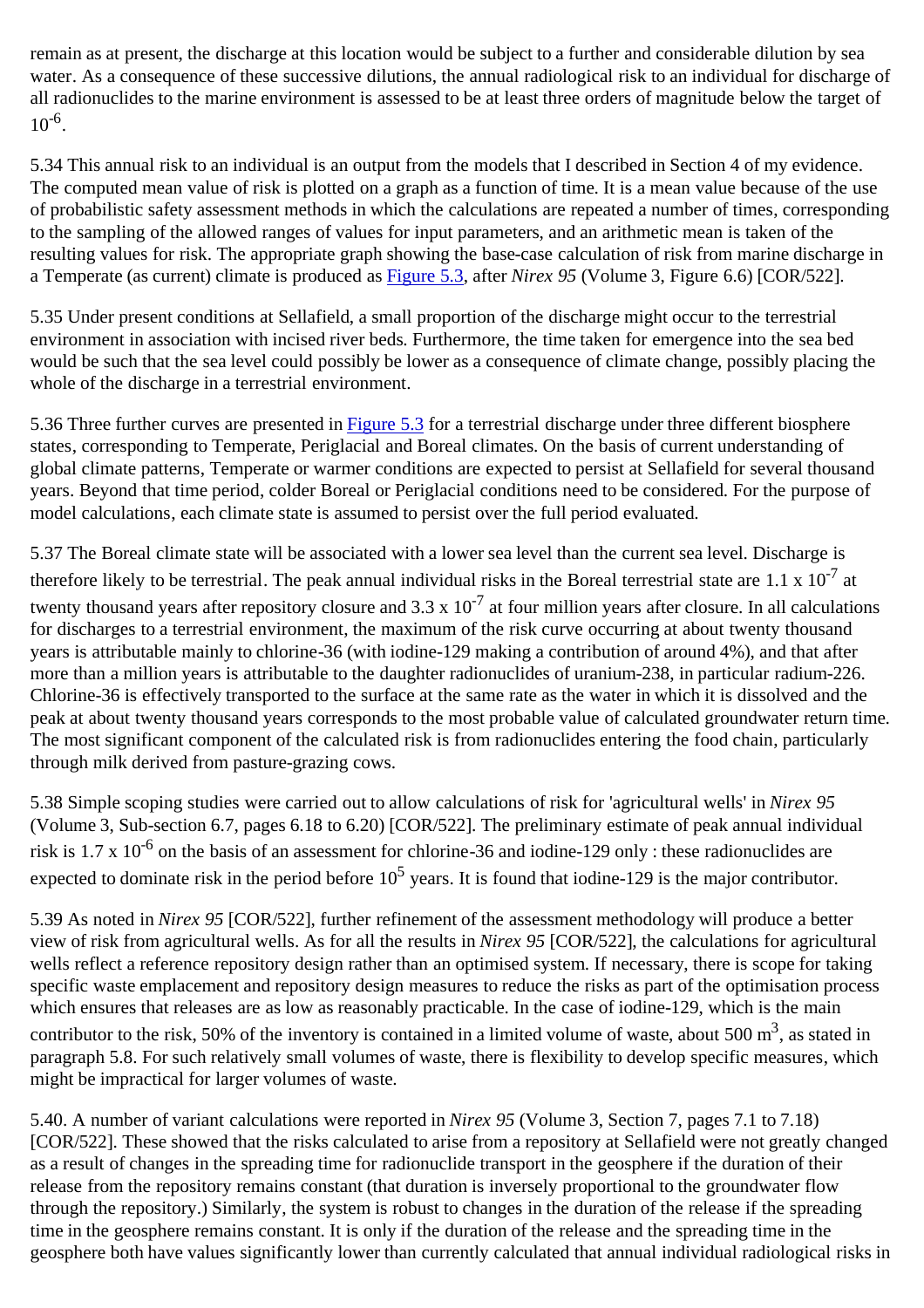remain as at present, the discharge at this location would be subject to a further and considerable dilution by sea water. As a consequence of these successive dilutions, the annual radiological risk to an individual for discharge of all radionuclides to the marine environment is assessed to be at least three orders of magnitude below the target of $10^{-6}$.

5.34 This annual risk to an individual is an output from the models that I described in Section 4 of my evidence. The computed mean value of risk is plotted on a graph as a function of time. It is a mean value because of the use of probabilistic safety assessment methods in which the calculations are repeated a number of times, corresponding to the sampling of the allowed ranges of values for input parameters, and an arithmetic mean is taken of the resulting values for risk. The appropriate graph showing the base-case calculation of risk from marine discharge in a Temperate (as current) climate is produced as Figure 5.3, after *Nirex 95* (Volume 3, Figure 6.6) [COR/522].

5.35 Under present conditions at Sellafield, a small proportion of the discharge might occur to the terrestrial environment in association with incised river beds. Furthermore, the time taken for emergence into the sea bed would be such that the sea level could possibly be lower as a consequence of climate change, possibly placing the whole of the discharge in a terrestrial environment.

5.36 Three further curves are presented in Figure 5.3 for a terrestrial discharge under three different biosphere states, corresponding to Temperate, Periglacial and Boreal climates. On the basis of current understanding of global climate patterns, Temperate or warmer conditions are expected to persist at Sellafield for several thousand years. Beyond that time period, colder Boreal or Periglacial conditions need to be considered. For the purpose of model calculations, each climate state is assumed to persist over the full period evaluated.

5.37 The Boreal climate state will be associated with a lower sea level than the current sea level. Discharge is therefore likely to be terrestrial. The peak annual individual risks in the Boreal terrestrial state are $1.1 \times 10^{-7}$ at twenty thousand years after repository closure and $3.3 \times 10^{-7}$ at four million years after closure. In all calculations for discharges to a terrestrial environment, the maximum of the risk curve occurring at about twenty thousand years is attributable mainly to chlorine-36 (with iodine-129 making a contribution of around 4%), and that after more than a million years is attributable to the daughter radionuclides of uranium-238, in particular radium-226. Chlorine-36 is effectively transported to the surface at the same rate as the water in which it is dissolved and the peak at about twenty thousand years corresponds to the most probable value of calculated groundwater return time. The most significant component of the calculated risk is from radionuclides entering the food chain, particularly through milk derived from pasture-grazing cows.

5.38 Simple scoping studies were carried out to allow calculations of risk for 'agricultural wells' in *Nirex 95* (Volume 3, Sub-section 6.7, pages 6.18 to 6.20) [COR/522]. The preliminary estimate of peak annual individual risk is $1.7 \times 10^{-6}$ on the basis of an assessment for chlorine-36 and iodine-129 only : these radionuclides are expected to dominate risk in the period before $10^5$ years. It is found that iodine-129 is the major contributor.

5.39 As noted in *Nirex 95* [COR/522], further refinement of the assessment methodology will produce a better view of risk from agricultural wells. As for all the results in *Nirex 95* [COR/522], the calculations for agricultural wells reflect a reference repository design rather than an optimised system. If necessary, there is scope for taking specific waste emplacement and repository design measures to reduce the risks as part of the optimisation process which ensures that releases are as low as reasonably practicable. In the case of iodine-129, which is the main contributor to the risk, 50% of the inventory is contained in a limited volume of waste, about 500 $m^3$, as stated in paragraph 5.8. For such relatively small volumes of waste, there is flexibility to develop specific measures, which might be impractical for larger volumes of waste.

5.40. A number of variant calculations were reported in *Nirex 95* (Volume 3, Section 7, pages 7.1 to 7.18) [COR/522]. These showed that the risks calculated to arise from a repository at Sellafield were not greatly changed as a result of changes in the spreading time for radionuclide transport in the geosphere if the duration of their release from the repository remains constant (that duration is inversely proportional to the groundwater flow through the repository.) Similarly, the system is robust to changes in the duration of the release if the spreading time in the geosphere remains constant. It is only if the duration of the release and the spreading time in the geosphere both have values significantly lower than currently calculated that annual individual radiological risks in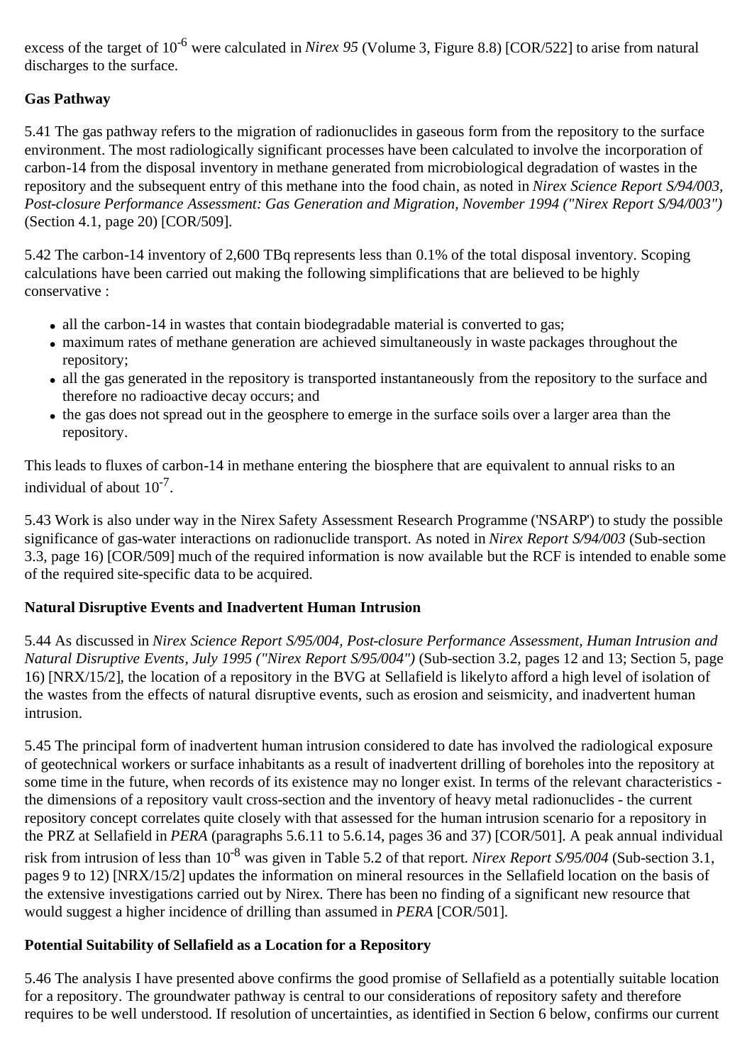excess of the target of $10^{-6}$ were calculated in *Nirex 95* (Volume 3, Figure 8.8) [COR/522] to arise from natural discharges to the surface.

**Gas Pathway**

5.41 The gas pathway refers to the migration of radionuclides in gaseous form from the repository to the surface environment. The most radiologically significant processes have been calculated to involve the incorporation of carbon-14 from the disposal inventory in methane generated from microbiological degradation of wastes in the repository and the subsequent entry of this methane into the food chain, as noted in *Nirex Science Report S/94/003, Post-closure Performance Assessment: Gas Generation and Migration, November 1994 ("Nirex Report S/94/003")* (Section 4.1, page 20) [COR/509].

5.42 The carbon-14 inventory of 2,600 TBq represents less than 0.1% of the total disposal inventory. Scoping calculations have been carried out making the following simplifications that are believed to be highly conservative :

- all the carbon-14 in wastes that contain biodegradable material is converted to gas;
- maximum rates of methane generation are achieved simultaneously in waste packages throughout the repository;
- all the gas generated in the repository is transported instantaneously from the repository to the surface and therefore no radioactive decay occurs; and
- the gas does not spread out in the geosphere to emerge in the surface soils over a larger area than the repository.

This leads to fluxes of carbon-14 in methane entering the biosphere that are equivalent to annual risks to an individual of about $10^{-7}$.

5.43 Work is also under way in the Nirex Safety Assessment Research Programme ('NSARP') to study the possible significance of gas-water interactions on radionuclide transport. As noted in *Nirex Report S/94/003* (Sub-section 3.3, page 16) [COR/509] much of the required information is now available but the RCF is intended to enable some of the required site-specific data to be acquired.

**Natural Disruptive Events and Inadvertent Human Intrusion**

5.44 As discussed in *Nirex Science Report S/95/004, Post-closure Performance Assessment, Human Intrusion and Natural Disruptive Events, July 1995 ("Nirex Report S/95/004")* (Sub-section 3.2, pages 12 and 13; Section 5, page 16) [NRX/15/2], the location of a repository in the BVG at Sellafield is likelyto afford a high level of isolation of the wastes from the effects of natural disruptive events, such as erosion and seismicity, and inadvertent human intrusion.

5.45 The principal form of inadvertent human intrusion considered to date has involved the radiological exposure of geotechnical workers or surface inhabitants as a result of inadvertent drilling of boreholes into the repository at some time in the future, when records of its existence may no longer exist. In terms of the relevant characteristics - the dimensions of a repository vault cross-section and the inventory of heavy metal radionuclides - the current repository concept correlates quite closely with that assessed for the human intrusion scenario for a repository in the PRZ at Sellafield in *PERA* (paragraphs 5.6.11 to 5.6.14, pages 36 and 37) [COR/501]. A peak annual individual risk from intrusion of less than $10^{-8}$ was given in Table 5.2 of that report. *Nirex Report S/95/004* (Sub-section 3.1, pages 9 to 12) [NRX/15/2] updates the information on mineral resources in the Sellafield location on the basis of the extensive investigations carried out by Nirex. There has been no finding of a significant new resource that would suggest a higher incidence of drilling than assumed in *PERA* [COR/501].

**Potential Suitability of Sellafield as a Location for a Repository**

5.46 The analysis I have presented above confirms the good promise of Sellafield as a potentially suitable location for a repository. The groundwater pathway is central to our considerations of repository safety and therefore requires to be well understood. If resolution of uncertainties, as identified in Section 6 below, confirms our current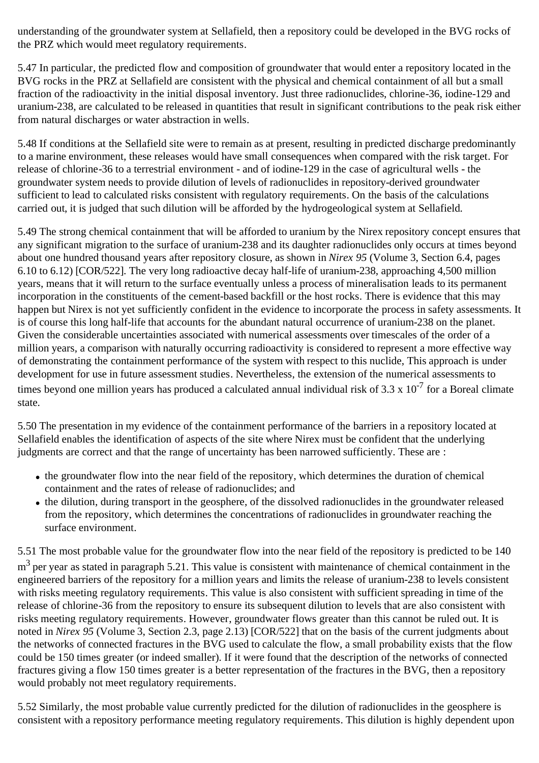understanding of the groundwater system at Sellafield, then a repository could be developed in the BVG rocks of the PRZ which would meet regulatory requirements.

5.47 In particular, the predicted flow and composition of groundwater that would enter a repository located in the BVG rocks in the PRZ at Sellafield are consistent with the physical and chemical containment of all but a small fraction of the radioactivity in the initial disposal inventory. Just three radionuclides, chlorine-36, iodine-129 and uranium-238, are calculated to be released in quantities that result in significant contributions to the peak risk either from natural discharges or water abstraction in wells.

5.48 If conditions at the Sellafield site were to remain as at present, resulting in predicted discharge predominantly to a marine environment, these releases would have small consequences when compared with the risk target. For release of chlorine-36 to a terrestrial environment - and of iodine-129 in the case of agricultural wells - the groundwater system needs to provide dilution of levels of radionuclides in repository-derived groundwater sufficient to lead to calculated risks consistent with regulatory requirements. On the basis of the calculations carried out, it is judged that such dilution will be afforded by the hydrogeological system at Sellafield.

5.49 The strong chemical containment that will be afforded to uranium by the Nirex repository concept ensures that any significant migration to the surface of uranium-238 and its daughter radionuclides only occurs at times beyond about one hundred thousand years after repository closure, as shown in *Nirex 95* (Volume 3, Section 6.4, pages 6.10 to 6.12) [COR/522]. The very long radioactive decay half-life of uranium-238, approaching 4,500 million years, means that it will return to the surface eventually unless a process of mineralisation leads to its permanent incorporation in the constituents of the cement-based backfill or the host rocks. There is evidence that this may happen but Nirex is not yet sufficiently confident in the evidence to incorporate the process in safety assessments. It is of course this long half-life that accounts for the abundant natural occurrence of uranium-238 on the planet. Given the considerable uncertainties associated with numerical assessments over timescales of the order of a million years, a comparison with naturally occurring radioactivity is considered to represent a more effective way of demonstrating the containment performance of the system with respect to this nuclide, This approach is under development for use in future assessment studies. Nevertheless, the extension of the numerical assessments to times beyond one million years has produced a calculated annual individual risk of $3.3 \times 10^{-7}$ for a Boreal climate state.

5.50 The presentation in my evidence of the containment performance of the barriers in a repository located at Sellafield enables the identification of aspects of the site where Nirex must be confident that the underlying judgments are correct and that the range of uncertainty has been narrowed sufficiently. These are :

- the groundwater flow into the near field of the repository, which determines the duration of chemical containment and the rates of release of radionuclides; and
- the dilution, during transport in the geosphere, of the dissolved radionuclides in the groundwater released from the repository, which determines the concentrations of radionuclides in groundwater reaching the surface environment.

5.51 The most probable value for the groundwater flow into the near field of the repository is predicted to be 140 $m^3$ per year as stated in paragraph 5.21. This value is consistent with maintenance of chemical containment in the engineered barriers of the repository for a million years and limits the release of uranium-238 to levels consistent with risks meeting regulatory requirements. This value is also consistent with sufficient spreading in time of the release of chlorine-36 from the repository to ensure its subsequent dilution to levels that are also consistent with risks meeting regulatory requirements. However, groundwater flows greater than this cannot be ruled out. It is noted in *Nirex 95* (Volume 3, Section 2.3, page 2.13) [COR/522] that on the basis of the current judgments about the networks of connected fractures in the BVG used to calculate the flow, a small probability exists that the flow could be 150 times greater (or indeed smaller). If it were found that the description of the networks of connected fractures giving a flow 150 times greater is a better representation of the fractures in the BVG, then a repository would probably not meet regulatory requirements.

5.52 Similarly, the most probable value currently predicted for the dilution of radionuclides in the geosphere is consistent with a repository performance meeting regulatory requirements. This dilution is highly dependent upon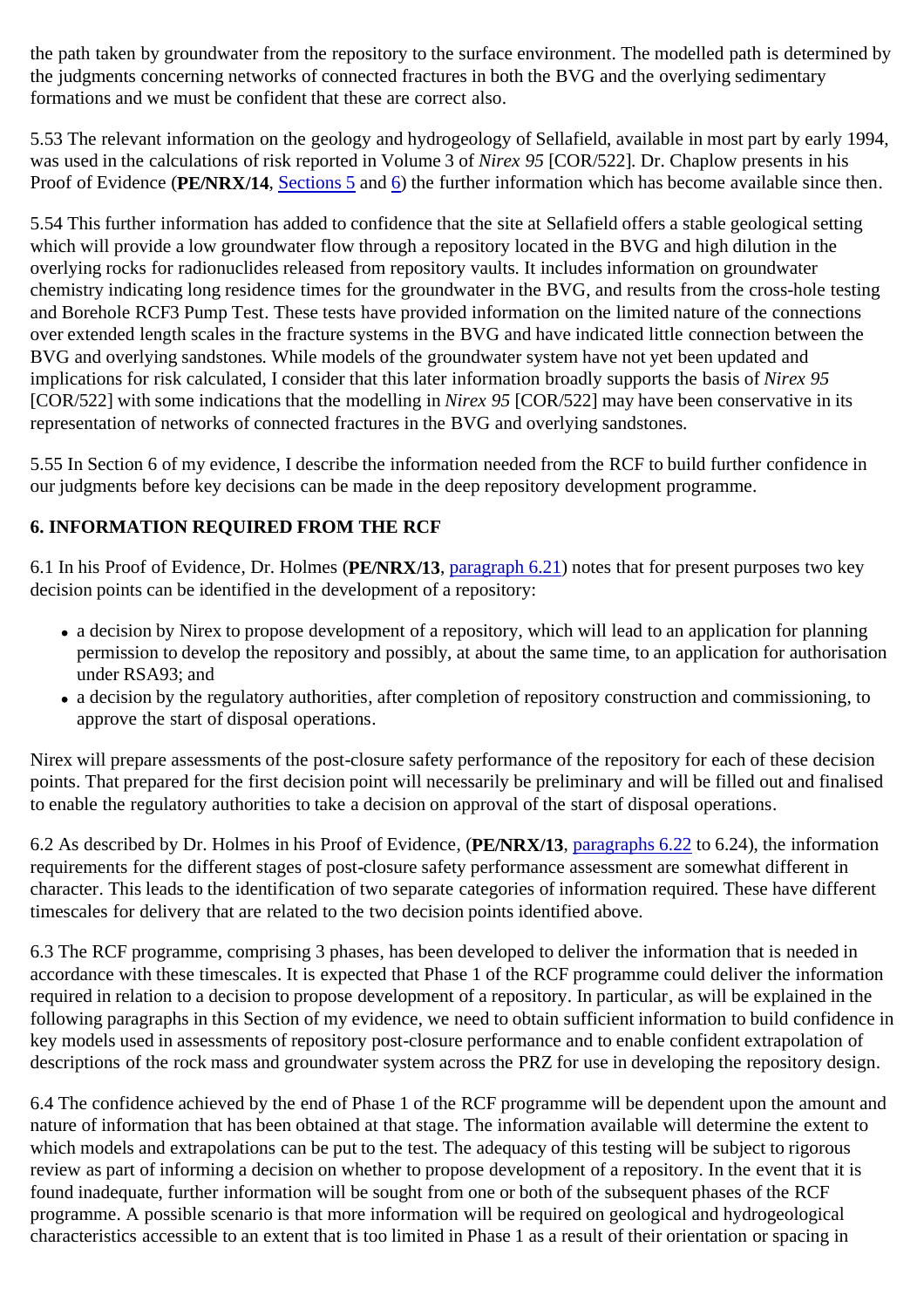the path taken by groundwater from the repository to the surface environment. The modelled path is determined by the judgments concerning networks of connected fractures in both the BVG and the overlying sedimentary formations and we must be confident that these are correct also.

5.53 The relevant information on the geology and hydrogeology of Sellafield, available in most part by early 1994, was used in the calculations of risk reported in Volume 3 of *Nirex 95* [COR/522]. Dr. Chaplow presents in his Proof of Evidence (**PE/NRX/14**, [Sections 5]() and [6]()) the further information which has become available since then.

5.54 This further information has added to confidence that the site at Sellafield offers a stable geological setting which will provide a low groundwater flow through a repository located in the BVG and high dilution in the overlying rocks for radionuclides released from repository vaults. It includes information on groundwater chemistry indicating long residence times for the groundwater in the BVG, and results from the cross-hole testing and Borehole RCF3 Pump Test. These tests have provided information on the limited nature of the connections over extended length scales in the fracture systems in the BVG and have indicated little connection between the BVG and overlying sandstones. While models of the groundwater system have not yet been updated and implications for risk calculated, I consider that this later information broadly supports the basis of *Nirex 95* [COR/522] with some indications that the modelling in *Nirex 95* [COR/522] may have been conservative in its representation of networks of connected fractures in the BVG and overlying sandstones.

5.55 In Section 6 of my evidence, I describe the information needed from the RCF to build further confidence in our judgments before key decisions can be made in the deep repository development programme.

## 6. INFORMATION REQUIRED FROM THE RCF

6.1 In his Proof of Evidence, Dr. Holmes (**PE/NRX/13**, [paragraph 6.21]()) notes that for present purposes two key decision points can be identified in the development of a repository:

- a decision by Nirex to propose development of a repository, which will lead to an application for planning permission to develop the repository and possibly, at about the same time, to an application for authorisation under RSA93; and
- a decision by the regulatory authorities, after completion of repository construction and commissioning, to approve the start of disposal operations.

Nirex will prepare assessments of the post-closure safety performance of the repository for each of these decision points. That prepared for the first decision point will necessarily be preliminary and will be filled out and finalised to enable the regulatory authorities to take a decision on approval of the start of disposal operations.

6.2 As described by Dr. Holmes in his Proof of Evidence, (**PE/NRX/13**, [paragraphs 6.22]() to 6.24), the information requirements for the different stages of post-closure safety performance assessment are somewhat different in character. This leads to the identification of two separate categories of information required. These have different timescales for delivery that are related to the two decision points identified above.

6.3 The RCF programme, comprising 3 phases, has been developed to deliver the information that is needed in accordance with these timescales. It is expected that Phase 1 of the RCF programme could deliver the information required in relation to a decision to propose development of a repository. In particular, as will be explained in the following paragraphs in this Section of my evidence, we need to obtain sufficient information to build confidence in key models used in assessments of repository post-closure performance and to enable confident extrapolation of descriptions of the rock mass and groundwater system across the PRZ for use in developing the repository design.

6.4 The confidence achieved by the end of Phase 1 of the RCF programme will be dependent upon the amount and nature of information that has been obtained at that stage. The information available will determine the extent to which models and extrapolations can be put to the test. The adequacy of this testing will be subject to rigorous review as part of informing a decision on whether to propose development of a repository. In the event that it is found inadequate, further information will be sought from one or both of the subsequent phases of the RCF programme. A possible scenario is that more information will be required on geological and hydrogeological characteristics accessible to an extent that is too limited in Phase 1 as a result of their orientation or spacing in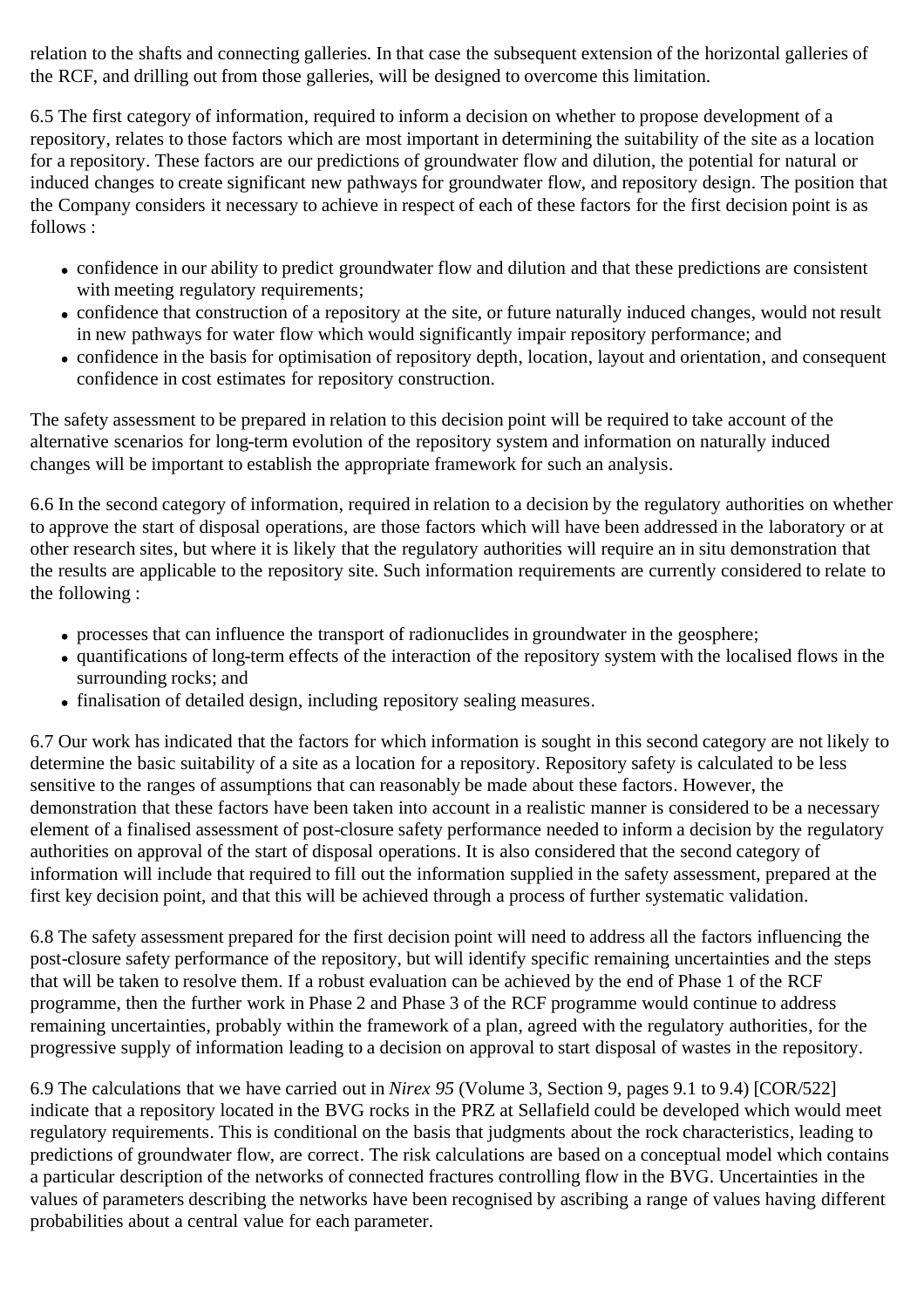relation to the shafts and connecting galleries. In that case the subsequent extension of the horizontal galleries of the RCF, and drilling out from those galleries, will be designed to overcome this limitation.

6.5 The first category of information, required to inform a decision on whether to propose development of a repository, relates to those factors which are most important in determining the suitability of the site as a location for a repository. These factors are our predictions of groundwater flow and dilution, the potential for natural or induced changes to create significant new pathways for groundwater flow, and repository design. The position that the Company considers it necessary to achieve in respect of each of these factors for the first decision point is as follows :

- confidence in our ability to predict groundwater flow and dilution and that these predictions are consistent with meeting regulatory requirements;
- confidence that construction of a repository at the site, or future naturally induced changes, would not result in new pathways for water flow which would significantly impair repository performance; and
- confidence in the basis for optimisation of repository depth, location, layout and orientation, and consequent confidence in cost estimates for repository construction.

The safety assessment to be prepared in relation to this decision point will be required to take account of the alternative scenarios for long-term evolution of the repository system and information on naturally induced changes will be important to establish the appropriate framework for such an analysis.

6.6 In the second category of information, required in relation to a decision by the regulatory authorities on whether to approve the start of disposal operations, are those factors which will have been addressed in the laboratory or at other research sites, but where it is likely that the regulatory authorities will require an in situ demonstration that the results are applicable to the repository site. Such information requirements are currently considered to relate to the following :

- processes that can influence the transport of radionuclides in groundwater in the geosphere;
- quantifications of long-term effects of the interaction of the repository system with the localised flows in the surrounding rocks; and
- finalisation of detailed design, including repository sealing measures.

6.7 Our work has indicated that the factors for which information is sought in this second category are not likely to determine the basic suitability of a site as a location for a repository. Repository safety is calculated to be less sensitive to the ranges of assumptions that can reasonably be made about these factors. However, the demonstration that these factors have been taken into account in a realistic manner is considered to be a necessary element of a finalised assessment of post-closure safety performance needed to inform a decision by the regulatory authorities on approval of the start of disposal operations. It is also considered that the second category of information will include that required to fill out the information supplied in the safety assessment, prepared at the first key decision point, and that this will be achieved through a process of further systematic validation.

6.8 The safety assessment prepared for the first decision point will need to address all the factors influencing the post-closure safety performance of the repository, but will identify specific remaining uncertainties and the steps that will be taken to resolve them. If a robust evaluation can be achieved by the end of Phase 1 of the RCF programme, then the further work in Phase 2 and Phase 3 of the RCF programme would continue to address remaining uncertainties, probably within the framework of a plan, agreed with the regulatory authorities, for the progressive supply of information leading to a decision on approval to start disposal of wastes in the repository.

6.9 The calculations that we have carried out in *Nirex 95* (Volume 3, Section 9, pages 9.1 to 9.4) [COR/522] indicate that a repository located in the BVG rocks in the PRZ at Sellafield could be developed which would meet regulatory requirements. This is conditional on the basis that judgments about the rock characteristics, leading to predictions of groundwater flow, are correct. The risk calculations are based on a conceptual model which contains a particular description of the networks of connected fractures controlling flow in the BVG. Uncertainties in the values of parameters describing the networks have been recognised by ascribing a range of values having different probabilities about a central value for each parameter.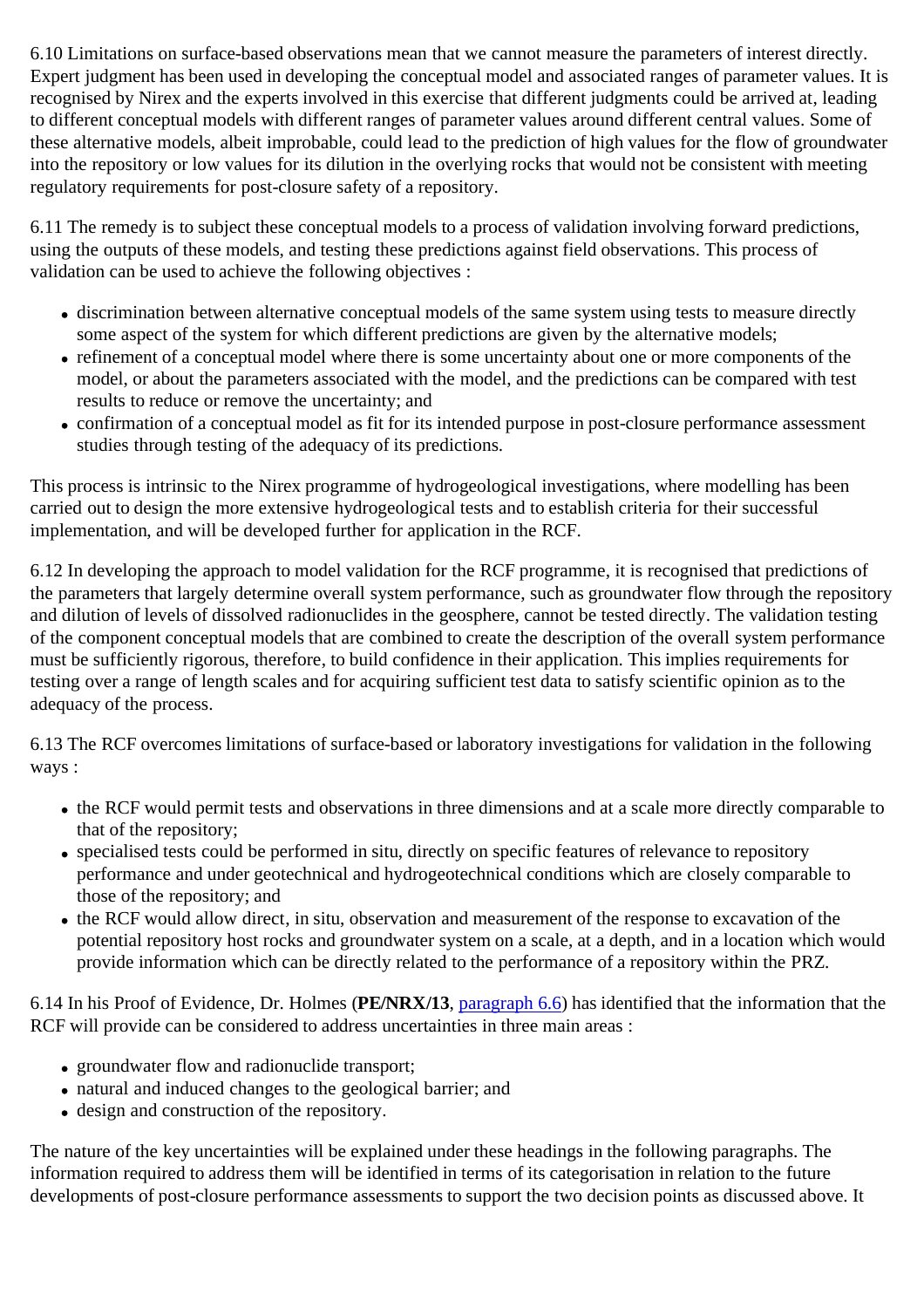6.10 Limitations on surface-based observations mean that we cannot measure the parameters of interest directly. Expert judgment has been used in developing the conceptual model and associated ranges of parameter values. It is recognised by Nirex and the experts involved in this exercise that different judgments could be arrived at, leading to different conceptual models with different ranges of parameter values around different central values. Some of these alternative models, albeit improbable, could lead to the prediction of high values for the flow of groundwater into the repository or low values for its dilution in the overlying rocks that would not be consistent with meeting regulatory requirements for post-closure safety of a repository.

6.11 The remedy is to subject these conceptual models to a process of validation involving forward predictions, using the outputs of these models, and testing these predictions against field observations. This process of validation can be used to achieve the following objectives :

- discrimination between alternative conceptual models of the same system using tests to measure directly some aspect of the system for which different predictions are given by the alternative models;
- refinement of a conceptual model where there is some uncertainty about one or more components of the model, or about the parameters associated with the model, and the predictions can be compared with test results to reduce or remove the uncertainty; and
- confirmation of a conceptual model as fit for its intended purpose in post-closure performance assessment studies through testing of the adequacy of its predictions.

This process is intrinsic to the Nirex programme of hydrogeological investigations, where modelling has been carried out to design the more extensive hydrogeological tests and to establish criteria for their successful implementation, and will be developed further for application in the RCF.

6.12 In developing the approach to model validation for the RCF programme, it is recognised that predictions of the parameters that largely determine overall system performance, such as groundwater flow through the repository and dilution of levels of dissolved radionuclides in the geosphere, cannot be tested directly. The validation testing of the component conceptual models that are combined to create the description of the overall system performance must be sufficiently rigorous, therefore, to build confidence in their application. This implies requirements for testing over a range of length scales and for acquiring sufficient test data to satisfy scientific opinion as to the adequacy of the process.

6.13 The RCF overcomes limitations of surface-based or laboratory investigations for validation in the following ways :

- the RCF would permit tests and observations in three dimensions and at a scale more directly comparable to that of the repository;
- specialised tests could be performed in situ, directly on specific features of relevance to repository performance and under geotechnical and hydrogeotechnical conditions which are closely comparable to those of the repository; and
- the RCF would allow direct, in situ, observation and measurement of the response to excavation of the potential repository host rocks and groundwater system on a scale, at a depth, and in a location which would provide information which can be directly related to the performance of a repository within the PRZ.

6.14 In his Proof of Evidence, Dr. Holmes (**PE/NRX/13**, paragraph 6.6) has identified that the information that the RCF will provide can be considered to address uncertainties in three main areas :

- groundwater flow and radionuclide transport;
- natural and induced changes to the geological barrier; and
- design and construction of the repository.

The nature of the key uncertainties will be explained under these headings in the following paragraphs. The information required to address them will be identified in terms of its categorisation in relation to the future developments of post-closure performance assessments to support the two decision points as discussed above. It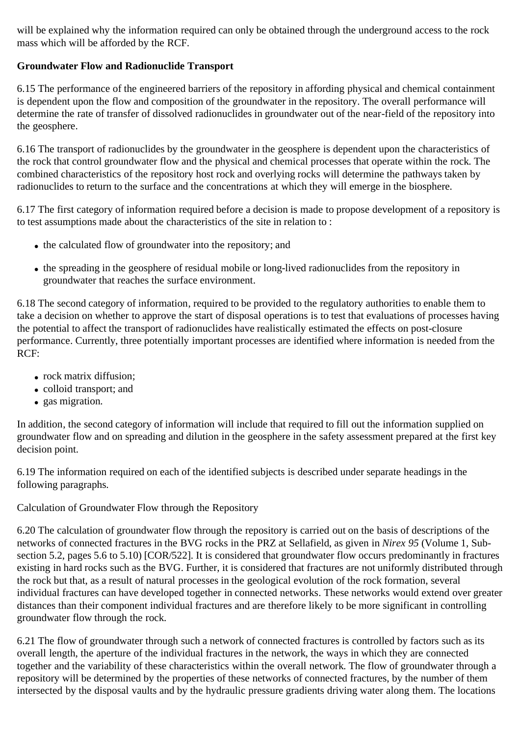will be explained why the information required can only be obtained through the underground access to the rock mass which will be afforded by the RCF.

**Groundwater Flow and Radionuclide Transport**

6.15 The performance of the engineered barriers of the repository in affording physical and chemical containment is dependent upon the flow and composition of the groundwater in the repository. The overall performance will determine the rate of transfer of dissolved radionuclides in groundwater out of the near-field of the repository into the geosphere.

6.16 The transport of radionuclides by the groundwater in the geosphere is dependent upon the characteristics of the rock that control groundwater flow and the physical and chemical processes that operate within the rock. The combined characteristics of the repository host rock and overlying rocks will determine the pathways taken by radionuclides to return to the surface and the concentrations at which they will emerge in the biosphere.

6.17 The first category of information required before a decision is made to propose development of a repository is to test assumptions made about the characteristics of the site in relation to :

- the calculated flow of groundwater into the repository; and
- the spreading in the geosphere of residual mobile or long-lived radionuclides from the repository in groundwater that reaches the surface environment.

6.18 The second category of information, required to be provided to the regulatory authorities to enable them to take a decision on whether to approve the start of disposal operations is to test that evaluations of processes having the potential to affect the transport of radionuclides have realistically estimated the effects on post-closure performance. Currently, three potentially important processes are identified where information is needed from the RCF:

- rock matrix diffusion;
- colloid transport; and
- gas migration.

In addition, the second category of information will include that required to fill out the information supplied on groundwater flow and on spreading and dilution in the geosphere in the safety assessment prepared at the first key decision point.

6.19 The information required on each of the identified subjects is described under separate headings in the following paragraphs.

Calculation of Groundwater Flow through the Repository

6.20 The calculation of groundwater flow through the repository is carried out on the basis of descriptions of the networks of connected fractures in the BVG rocks in the PRZ at Sellafield, as given in *Nirex 95* (Volume 1, Sub-section 5.2, pages 5.6 to 5.10) [COR/522]. It is considered that groundwater flow occurs predominantly in fractures existing in hard rocks such as the BVG. Further, it is considered that fractures are not uniformly distributed through the rock but that, as a result of natural processes in the geological evolution of the rock formation, several individual fractures can have developed together in connected networks. These networks would extend over greater distances than their component individual fractures and are therefore likely to be more significant in controlling groundwater flow through the rock.

6.21 The flow of groundwater through such a network of connected fractures is controlled by factors such as its overall length, the aperture of the individual fractures in the network, the ways in which they are connected together and the variability of these characteristics within the overall network. The flow of groundwater through a repository will be determined by the properties of these networks of connected fractures, by the number of them intersected by the disposal vaults and by the hydraulic pressure gradients driving water along them. The locations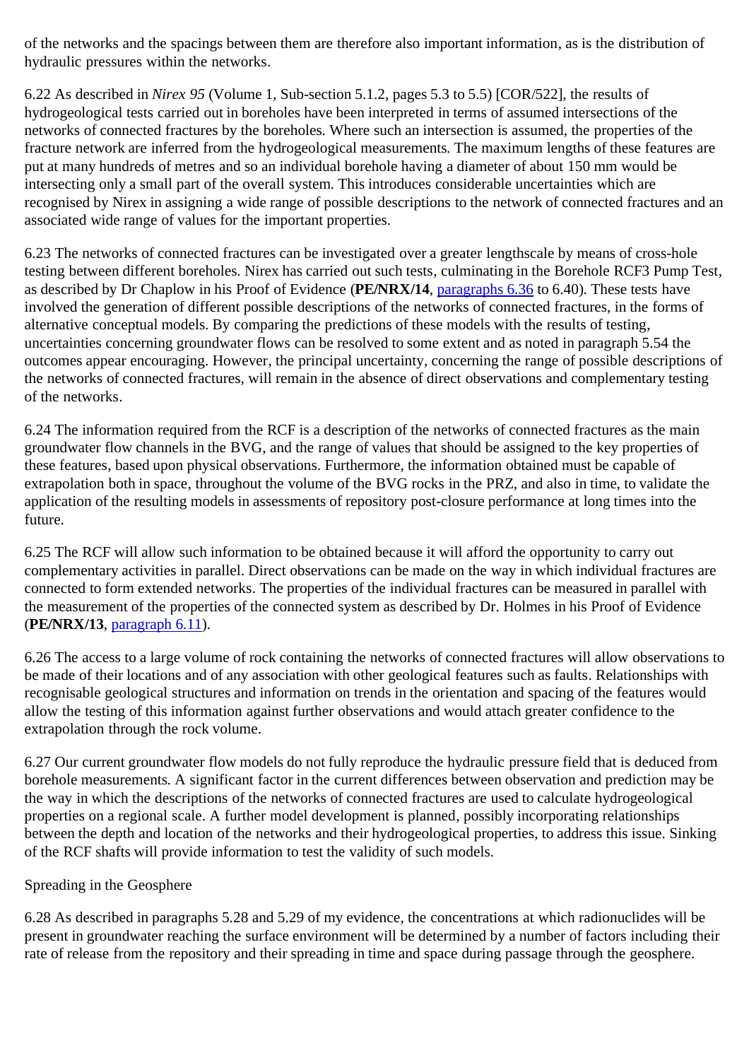of the networks and the spacings between them are therefore also important information, as is the distribution of hydraulic pressures within the networks.

6.22 As described in *Nirex 95* (Volume 1, Sub-section 5.1.2, pages 5.3 to 5.5) [COR/522], the results of hydrogeological tests carried out in boreholes have been interpreted in terms of assumed intersections of the networks of connected fractures by the boreholes. Where such an intersection is assumed, the properties of the fracture network are inferred from the hydrogeological measurements. The maximum lengths of these features are put at many hundreds of metres and so an individual borehole having a diameter of about 150 mm would be intersecting only a small part of the overall system. This introduces considerable uncertainties which are recognised by Nirex in assigning a wide range of possible descriptions to the network of connected fractures and an associated wide range of values for the important properties.

6.23 The networks of connected fractures can be investigated over a greater lengthscale by means of cross-hole testing between different boreholes. Nirex has carried out such tests, culminating in the Borehole RCF3 Pump Test, as described by Dr Chaplow in his Proof of Evidence (**PE/NRX/14**, paragraphs 6.36 to 6.40). These tests have involved the generation of different possible descriptions of the networks of connected fractures, in the forms of alternative conceptual models. By comparing the predictions of these models with the results of testing, uncertainties concerning groundwater flows can be resolved to some extent and as noted in paragraph 5.54 the outcomes appear encouraging. However, the principal uncertainty, concerning the range of possible descriptions of the networks of connected fractures, will remain in the absence of direct observations and complementary testing of the networks.

6.24 The information required from the RCF is a description of the networks of connected fractures as the main groundwater flow channels in the BVG, and the range of values that should be assigned to the key properties of these features, based upon physical observations. Furthermore, the information obtained must be capable of extrapolation both in space, throughout the volume of the BVG rocks in the PRZ, and also in time, to validate the application of the resulting models in assessments of repository post-closure performance at long times into the future.

6.25 The RCF will allow such information to be obtained because it will afford the opportunity to carry out complementary activities in parallel. Direct observations can be made on the way in which individual fractures are connected to form extended networks. The properties of the individual fractures can be measured in parallel with the measurement of the properties of the connected system as described by Dr. Holmes in his Proof of Evidence (**PE/NRX/13**, paragraph 6.11).

6.26 The access to a large volume of rock containing the networks of connected fractures will allow observations to be made of their locations and of any association with other geological features such as faults. Relationships with recognisable geological structures and information on trends in the orientation and spacing of the features would allow the testing of this information against further observations and would attach greater confidence to the extrapolation through the rock volume.

6.27 Our current groundwater flow models do not fully reproduce the hydraulic pressure field that is deduced from borehole measurements. A significant factor in the current differences between observation and prediction may be the way in which the descriptions of the networks of connected fractures are used to calculate hydrogeological properties on a regional scale. A further model development is planned, possibly incorporating relationships between the depth and location of the networks and their hydrogeological properties, to address this issue. Sinking of the RCF shafts will provide information to test the validity of such models.

Spreading in the Geosphere

6.28 As described in paragraphs 5.28 and 5.29 of my evidence, the concentrations at which radionuclides will be present in groundwater reaching the surface environment will be determined by a number of factors including their rate of release from the repository and their spreading in time and space during passage through the geosphere.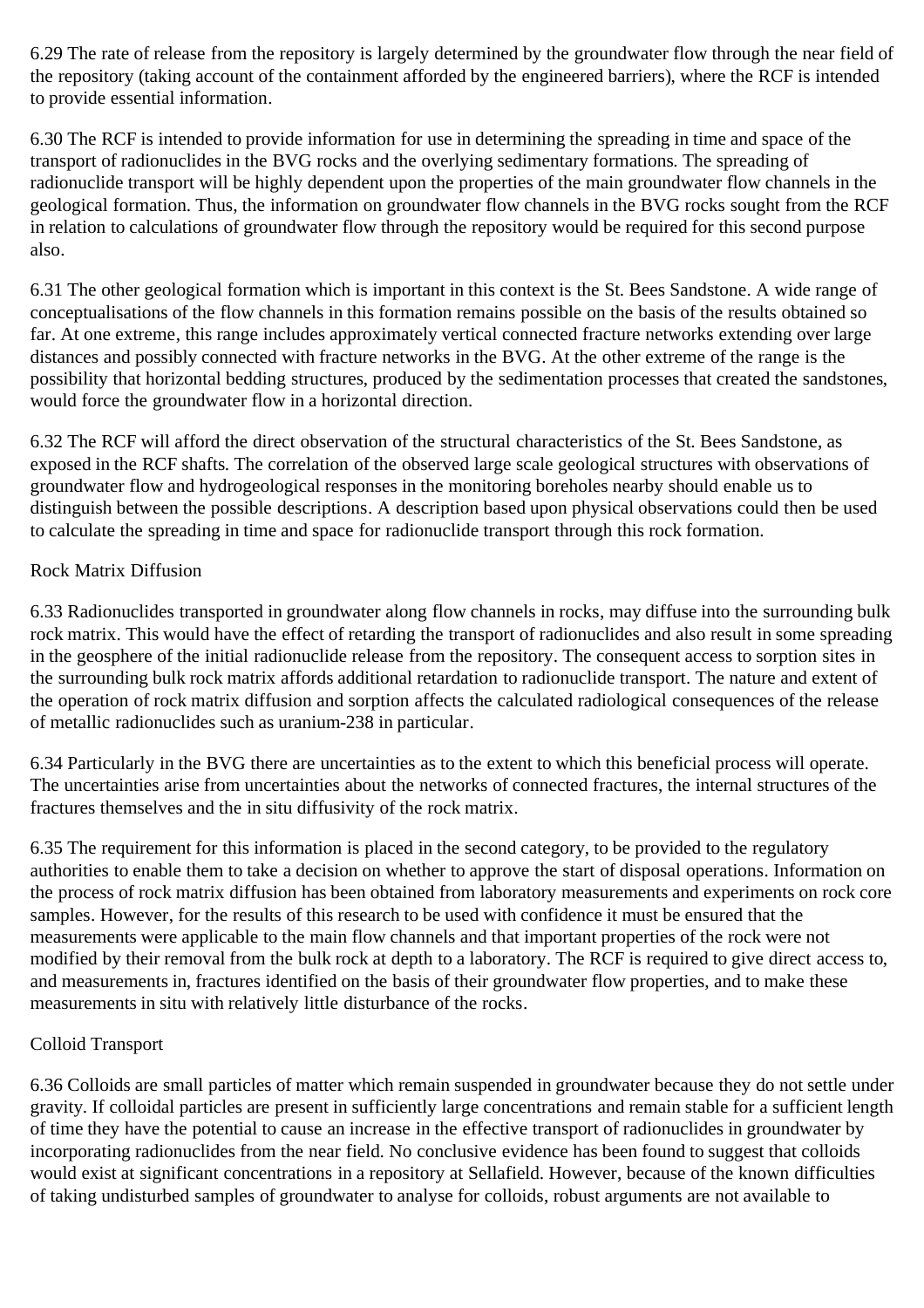6.29 The rate of release from the repository is largely determined by the groundwater flow through the near field of the repository (taking account of the containment afforded by the engineered barriers), where the RCF is intended to provide essential information.

6.30 The RCF is intended to provide information for use in determining the spreading in time and space of the transport of radionuclides in the BVG rocks and the overlying sedimentary formations. The spreading of radionuclide transport will be highly dependent upon the properties of the main groundwater flow channels in the geological formation. Thus, the information on groundwater flow channels in the BVG rocks sought from the RCF in relation to calculations of groundwater flow through the repository would be required for this second purpose also.

6.31 The other geological formation which is important in this context is the St. Bees Sandstone. A wide range of conceptualisations of the flow channels in this formation remains possible on the basis of the results obtained so far. At one extreme, this range includes approximately vertical connected fracture networks extending over large distances and possibly connected with fracture networks in the BVG. At the other extreme of the range is the possibility that horizontal bedding structures, produced by the sedimentation processes that created the sandstones, would force the groundwater flow in a horizontal direction.

6.32 The RCF will afford the direct observation of the structural characteristics of the St. Bees Sandstone, as exposed in the RCF shafts. The correlation of the observed large scale geological structures with observations of groundwater flow and hydrogeological responses in the monitoring boreholes nearby should enable us to distinguish between the possible descriptions. A description based upon physical observations could then be used to calculate the spreading in time and space for radionuclide transport through this rock formation.

### Rock Matrix Diffusion

6.33 Radionuclides transported in groundwater along flow channels in rocks, may diffuse into the surrounding bulk rock matrix. This would have the effect of retarding the transport of radionuclides and also result in some spreading in the geosphere of the initial radionuclide release from the repository. The consequent access to sorption sites in the surrounding bulk rock matrix affords additional retardation to radionuclide transport. The nature and extent of the operation of rock matrix diffusion and sorption affects the calculated radiological consequences of the release of metallic radionuclides such as uranium-238 in particular.

6.34 Particularly in the BVG there are uncertainties as to the extent to which this beneficial process will operate. The uncertainties arise from uncertainties about the networks of connected fractures, the internal structures of the fractures themselves and the in situ diffusivity of the rock matrix.

6.35 The requirement for this information is placed in the second category, to be provided to the regulatory authorities to enable them to take a decision on whether to approve the start of disposal operations. Information on the process of rock matrix diffusion has been obtained from laboratory measurements and experiments on rock core samples. However, for the results of this research to be used with confidence it must be ensured that the measurements were applicable to the main flow channels and that important properties of the rock were not modified by their removal from the bulk rock at depth to a laboratory. The RCF is required to give direct access to, and measurements in, fractures identified on the basis of their groundwater flow properties, and to make these measurements in situ with relatively little disturbance of the rocks.

### Colloid Transport

6.36 Colloids are small particles of matter which remain suspended in groundwater because they do not settle under gravity. If colloidal particles are present in sufficiently large concentrations and remain stable for a sufficient length of time they have the potential to cause an increase in the effective transport of radionuclides in groundwater by incorporating radionuclides from the near field. No conclusive evidence has been found to suggest that colloids would exist at significant concentrations in a repository at Sellafield. However, because of the known difficulties of taking undisturbed samples of groundwater to analyse for colloids, robust arguments are not available to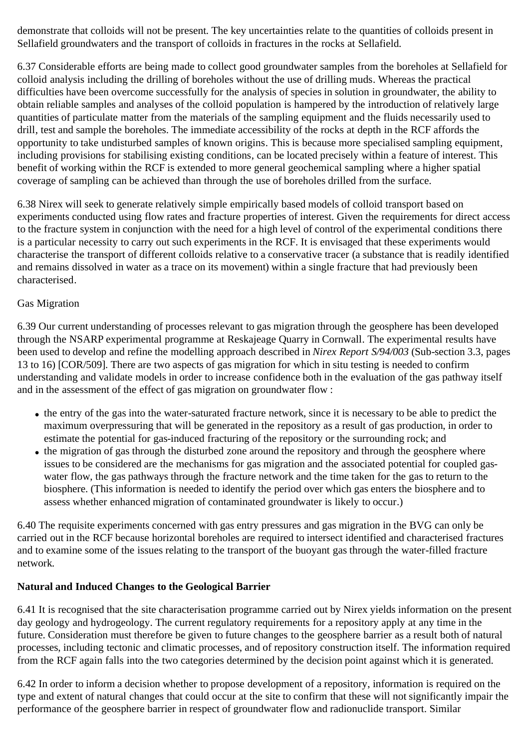demonstrate that colloids will not be present. The key uncertainties relate to the quantities of colloids present in Sellafield groundwaters and the transport of colloids in fractures in the rocks at Sellafield.

6.37 Considerable efforts are being made to collect good groundwater samples from the boreholes at Sellafield for colloid analysis including the drilling of boreholes without the use of drilling muds. Whereas the practical difficulties have been overcome successfully for the analysis of species in solution in groundwater, the ability to obtain reliable samples and analyses of the colloid population is hampered by the introduction of relatively large quantities of particulate matter from the materials of the sampling equipment and the fluids necessarily used to drill, test and sample the boreholes. The immediate accessibility of the rocks at depth in the RCF affords the opportunity to take undisturbed samples of known origins. This is because more specialised sampling equipment, including provisions for stabilising existing conditions, can be located precisely within a feature of interest. This benefit of working within the RCF is extended to more general geochemical sampling where a higher spatial coverage of sampling can be achieved than through the use of boreholes drilled from the surface.

6.38 Nirex will seek to generate relatively simple empirically based models of colloid transport based on experiments conducted using flow rates and fracture properties of interest. Given the requirements for direct access to the fracture system in conjunction with the need for a high level of control of the experimental conditions there is a particular necessity to carry out such experiments in the RCF. It is envisaged that these experiments would characterise the transport of different colloids relative to a conservative tracer (a substance that is readily identified and remains dissolved in water as a trace on its movement) within a single fracture that had previously been characterised.

Gas Migration

6.39 Our current understanding of processes relevant to gas migration through the geosphere has been developed through the NSARP experimental programme at Reskajeage Quarry in Cornwall. The experimental results have been used to develop and refine the modelling approach described in *Nirex Report S/94/003* (Sub-section 3.3, pages 13 to 16) [COR/509]. There are two aspects of gas migration for which in situ testing is needed to confirm understanding and validate models in order to increase confidence both in the evaluation of the gas pathway itself and in the assessment of the effect of gas migration on groundwater flow :

- the entry of the gas into the water-saturated fracture network, since it is necessary to be able to predict the maximum overpressuring that will be generated in the repository as a result of gas production, in order to estimate the potential for gas-induced fracturing of the repository or the surrounding rock; and
- the migration of gas through the disturbed zone around the repository and through the geosphere where issues to be considered are the mechanisms for gas migration and the associated potential for coupled gas-water flow, the gas pathways through the fracture network and the time taken for the gas to return to the biosphere. (This information is needed to identify the period over which gas enters the biosphere and to assess whether enhanced migration of contaminated groundwater is likely to occur.)

6.40 The requisite experiments concerned with gas entry pressures and gas migration in the BVG can only be carried out in the RCF because horizontal boreholes are required to intersect identified and characterised fractures and to examine some of the issues relating to the transport of the buoyant gas through the water-filled fracture network.

**Natural and Induced Changes to the Geological Barrier**

6.41 It is recognised that the site characterisation programme carried out by Nirex yields information on the present day geology and hydrogeology. The current regulatory requirements for a repository apply at any time in the future. Consideration must therefore be given to future changes to the geosphere barrier as a result both of natural processes, including tectonic and climatic processes, and of repository construction itself. The information required from the RCF again falls into the two categories determined by the decision point against which it is generated.

6.42 In order to inform a decision whether to propose development of a repository, information is required on the type and extent of natural changes that could occur at the site to confirm that these will not significantly impair the performance of the geosphere barrier in respect of groundwater flow and radionuclide transport. Similar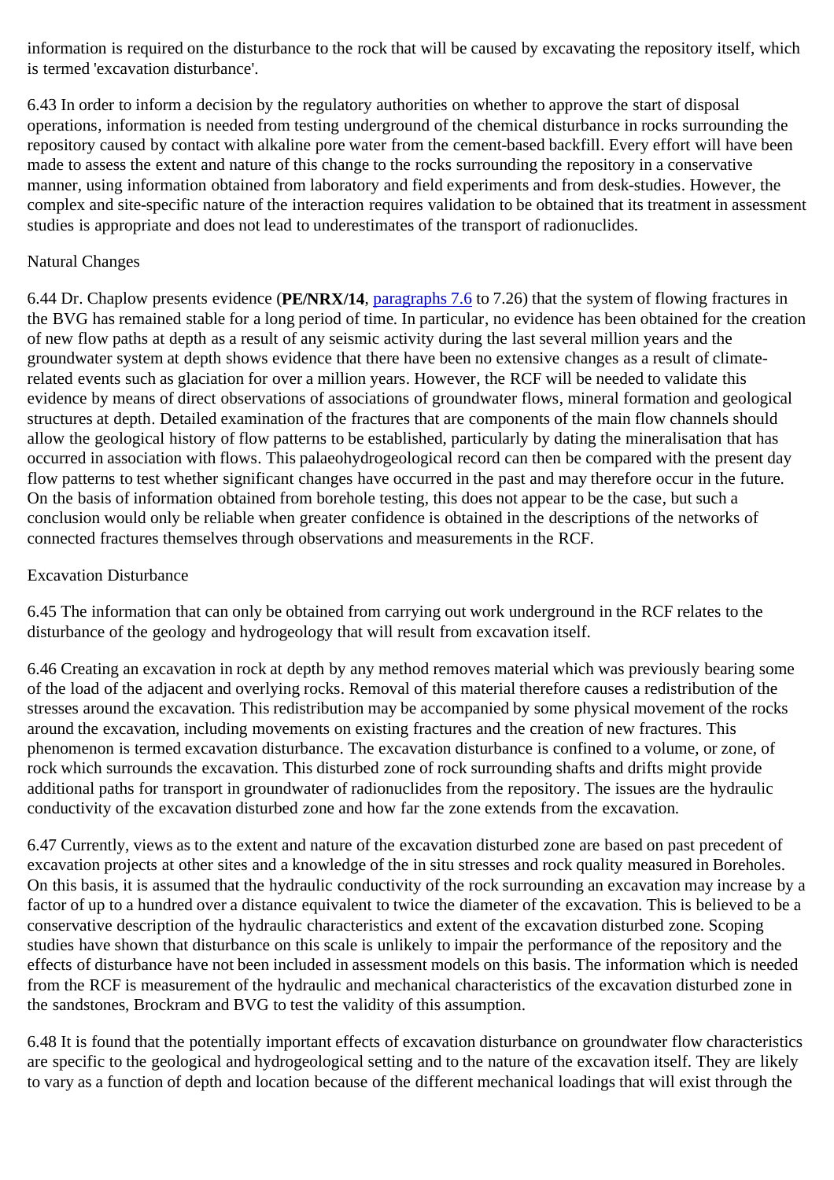information is required on the disturbance to the rock that will be caused by excavating the repository itself, which is termed 'excavation disturbance'.

6.43 In order to inform a decision by the regulatory authorities on whether to approve the start of disposal operations, information is needed from testing underground of the chemical disturbance in rocks surrounding the repository caused by contact with alkaline pore water from the cement-based backfill. Every effort will have been made to assess the extent and nature of this change to the rocks surrounding the repository in a conservative manner, using information obtained from laboratory and field experiments and from desk-studies. However, the complex and site-specific nature of the interaction requires validation to be obtained that its treatment in assessment studies is appropriate and does not lead to underestimates of the transport of radionuclides.

Natural Changes

6.44 Dr. Chaplow presents evidence (**PE/NRX/14**, paragraphs 7.6 to 7.26) that the system of flowing fractures in the BVG has remained stable for a long period of time. In particular, no evidence has been obtained for the creation of new flow paths at depth as a result of any seismic activity during the last several million years and the groundwater system at depth shows evidence that there have been no extensive changes as a result of climate-related events such as glaciation for over a million years. However, the RCF will be needed to validate this evidence by means of direct observations of associations of groundwater flows, mineral formation and geological structures at depth. Detailed examination of the fractures that are components of the main flow channels should allow the geological history of flow patterns to be established, particularly by dating the mineralisation that has occurred in association with flows. This palaeohydrogeological record can then be compared with the present day flow patterns to test whether significant changes have occurred in the past and may therefore occur in the future. On the basis of information obtained from borehole testing, this does not appear to be the case, but such a conclusion would only be reliable when greater confidence is obtained in the descriptions of the networks of connected fractures themselves through observations and measurements in the RCF.

Excavation Disturbance

6.45 The information that can only be obtained from carrying out work underground in the RCF relates to the disturbance of the geology and hydrogeology that will result from excavation itself.

6.46 Creating an excavation in rock at depth by any method removes material which was previously bearing some of the load of the adjacent and overlying rocks. Removal of this material therefore causes a redistribution of the stresses around the excavation. This redistribution may be accompanied by some physical movement of the rocks around the excavation, including movements on existing fractures and the creation of new fractures. This phenomenon is termed excavation disturbance. The excavation disturbance is confined to a volume, or zone, of rock which surrounds the excavation. This disturbed zone of rock surrounding shafts and drifts might provide additional paths for transport in groundwater of radionuclides from the repository. The issues are the hydraulic conductivity of the excavation disturbed zone and how far the zone extends from the excavation.

6.47 Currently, views as to the extent and nature of the excavation disturbed zone are based on past precedent of excavation projects at other sites and a knowledge of the in situ stresses and rock quality measured in Boreholes. On this basis, it is assumed that the hydraulic conductivity of the rock surrounding an excavation may increase by a factor of up to a hundred over a distance equivalent to twice the diameter of the excavation. This is believed to be a conservative description of the hydraulic characteristics and extent of the excavation disturbed zone. Scoping studies have shown that disturbance on this scale is unlikely to impair the performance of the repository and the effects of disturbance have not been included in assessment models on this basis. The information which is needed from the RCF is measurement of the hydraulic and mechanical characteristics of the excavation disturbed zone in the sandstones, Brockram and BVG to test the validity of this assumption.

6.48 It is found that the potentially important effects of excavation disturbance on groundwater flow characteristics are specific to the geological and hydrogeological setting and to the nature of the excavation itself. They are likely to vary as a function of depth and location because of the different mechanical loadings that will exist through the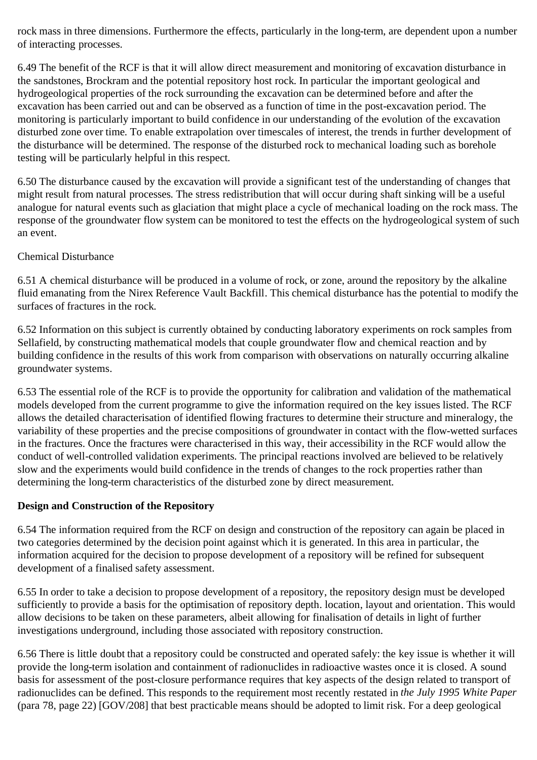rock mass in three dimensions. Furthermore the effects, particularly in the long-term, are dependent upon a number of interacting processes.

6.49 The benefit of the RCF is that it will allow direct measurement and monitoring of excavation disturbance in the sandstones, Brockram and the potential repository host rock. In particular the important geological and hydrogeological properties of the rock surrounding the excavation can be determined before and after the excavation has been carried out and can be observed as a function of time in the post-excavation period. The monitoring is particularly important to build confidence in our understanding of the evolution of the excavation disturbed zone over time. To enable extrapolation over timescales of interest, the trends in further development of the disturbance will be determined. The response of the disturbed rock to mechanical loading such as borehole testing will be particularly helpful in this respect.

6.50 The disturbance caused by the excavation will provide a significant test of the understanding of changes that might result from natural processes. The stress redistribution that will occur during shaft sinking will be a useful analogue for natural events such as glaciation that might place a cycle of mechanical loading on the rock mass. The response of the groundwater flow system can be monitored to test the effects on the hydrogeological system of such an event.

Chemical Disturbance

6.51 A chemical disturbance will be produced in a volume of rock, or zone, around the repository by the alkaline fluid emanating from the Nirex Reference Vault Backfill. This chemical disturbance has the potential to modify the surfaces of fractures in the rock.

6.52 Information on this subject is currently obtained by conducting laboratory experiments on rock samples from Sellafield, by constructing mathematical models that couple groundwater flow and chemical reaction and by building confidence in the results of this work from comparison with observations on naturally occurring alkaline groundwater systems.

6.53 The essential role of the RCF is to provide the opportunity for calibration and validation of the mathematical models developed from the current programme to give the information required on the key issues listed. The RCF allows the detailed characterisation of identified flowing fractures to determine their structure and mineralogy, the variability of these properties and the precise compositions of groundwater in contact with the flow-wetted surfaces in the fractures. Once the fractures were characterised in this way, their accessibility in the RCF would allow the conduct of well-controlled validation experiments. The principal reactions involved are believed to be relatively slow and the experiments would build confidence in the trends of changes to the rock properties rather than determining the long-term characteristics of the disturbed zone by direct measurement.

**Design and Construction of the Repository**

6.54 The information required from the RCF on design and construction of the repository can again be placed in two categories determined by the decision point against which it is generated. In this area in particular, the information acquired for the decision to propose development of a repository will be refined for subsequent development of a finalised safety assessment.

6.55 In order to take a decision to propose development of a repository, the repository design must be developed sufficiently to provide a basis for the optimisation of repository depth. location, layout and orientation. This would allow decisions to be taken on these parameters, albeit allowing for finalisation of details in light of further investigations underground, including those associated with repository construction.

6.56 There is little doubt that a repository could be constructed and operated safely: the key issue is whether it will provide the long-term isolation and containment of radionuclides in radioactive wastes once it is closed. A sound basis for assessment of the post-closure performance requires that key aspects of the design related to transport of radionuclides can be defined. This responds to the requirement most recently restated in *the July 1995 White Paper* (para 78, page 22) [GOV/208] that best practicable means should be adopted to limit risk. For a deep geological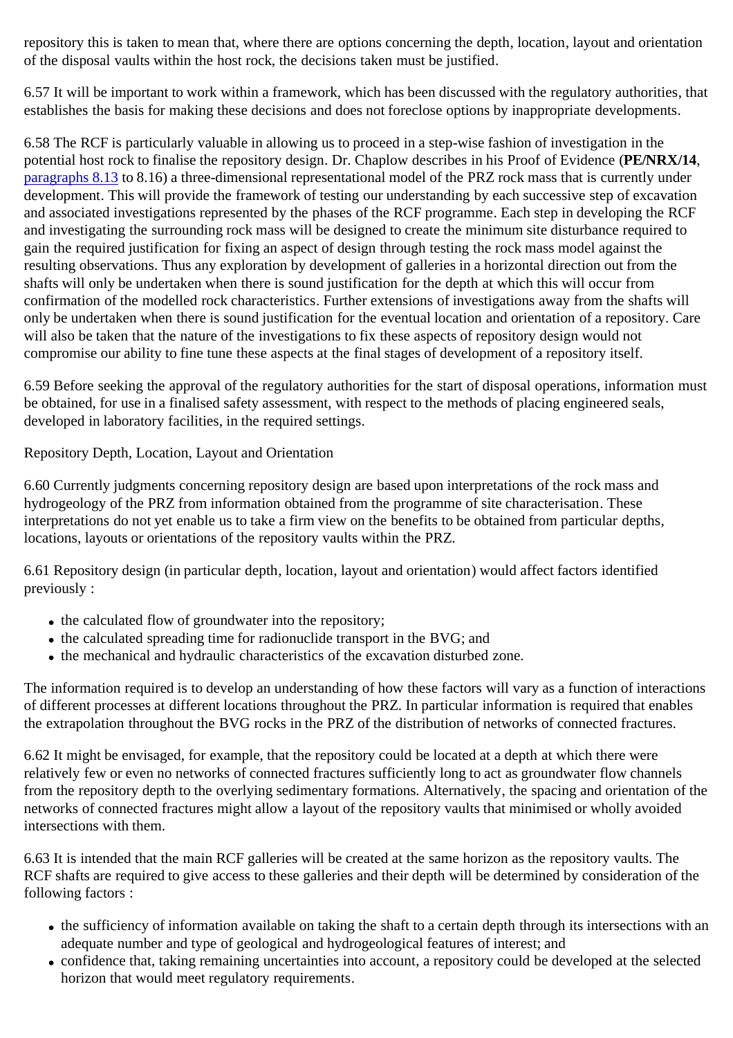repository this is taken to mean that, where there are options concerning the depth, location, layout and orientation of the disposal vaults within the host rock, the decisions taken must be justified.

6.57 It will be important to work within a framework, which has been discussed with the regulatory authorities, that establishes the basis for making these decisions and does not foreclose options by inappropriate developments.

6.58 The RCF is particularly valuable in allowing us to proceed in a step-wise fashion of investigation in the potential host rock to finalise the repository design. Dr. Chaplow describes in his Proof of Evidence (**PE/NRX/14**, paragraphs 8.13 to 8.16) a three-dimensional representational model of the PRZ rock mass that is currently under development. This will provide the framework of testing our understanding by each successive step of excavation and associated investigations represented by the phases of the RCF programme. Each step in developing the RCF and investigating the surrounding rock mass will be designed to create the minimum site disturbance required to gain the required justification for fixing an aspect of design through testing the rock mass model against the resulting observations. Thus any exploration by development of galleries in a horizontal direction out from the shafts will only be undertaken when there is sound justification for the depth at which this will occur from confirmation of the modelled rock characteristics. Further extensions of investigations away from the shafts will only be undertaken when there is sound justification for the eventual location and orientation of a repository. Care will also be taken that the nature of the investigations to fix these aspects of repository design would not compromise our ability to fine tune these aspects at the final stages of development of a repository itself.

6.59 Before seeking the approval of the regulatory authorities for the start of disposal operations, information must be obtained, for use in a finalised safety assessment, with respect to the methods of placing engineered seals, developed in laboratory facilities, in the required settings.

Repository Depth, Location, Layout and Orientation

6.60 Currently judgments concerning repository design are based upon interpretations of the rock mass and hydrogeology of the PRZ from information obtained from the programme of site characterisation. These interpretations do not yet enable us to take a firm view on the benefits to be obtained from particular depths, locations, layouts or orientations of the repository vaults within the PRZ.

6.61 Repository design (in particular depth, location, layout and orientation) would affect factors identified previously :

- the calculated flow of groundwater into the repository;
- the calculated spreading time for radionuclide transport in the BVG; and
- the mechanical and hydraulic characteristics of the excavation disturbed zone.

The information required is to develop an understanding of how these factors will vary as a function of interactions of different processes at different locations throughout the PRZ. In particular information is required that enables the extrapolation throughout the BVG rocks in the PRZ of the distribution of networks of connected fractures.

6.62 It might be envisaged, for example, that the repository could be located at a depth at which there were relatively few or even no networks of connected fractures sufficiently long to act as groundwater flow channels from the repository depth to the overlying sedimentary formations. Alternatively, the spacing and orientation of the networks of connected fractures might allow a layout of the repository vaults that minimised or wholly avoided intersections with them.

6.63 It is intended that the main RCF galleries will be created at the same horizon as the repository vaults. The RCF shafts are required to give access to these galleries and their depth will be determined by consideration of the following factors :

- the sufficiency of information available on taking the shaft to a certain depth through its intersections with an adequate number and type of geological and hydrogeological features of interest; and
- confidence that, taking remaining uncertainties into account, a repository could be developed at the selected horizon that would meet regulatory requirements.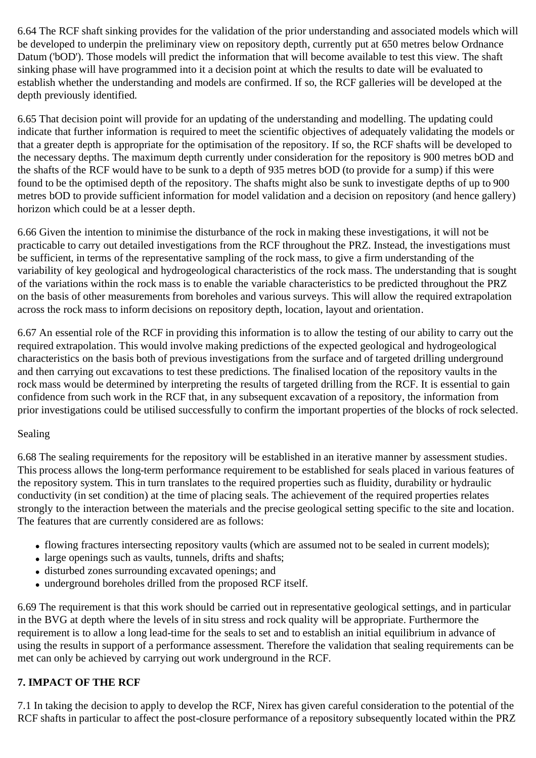6.64 The RCF shaft sinking provides for the validation of the prior understanding and associated models which will be developed to underpin the preliminary view on repository depth, currently put at 650 metres below Ordnance Datum ('bOD'). Those models will predict the information that will become available to test this view. The shaft sinking phase will have programmed into it a decision point at which the results to date will be evaluated to establish whether the understanding and models are confirmed. If so, the RCF galleries will be developed at the depth previously identified.

6.65 That decision point will provide for an updating of the understanding and modelling. The updating could indicate that further information is required to meet the scientific objectives of adequately validating the models or that a greater depth is appropriate for the optimisation of the repository. If so, the RCF shafts will be developed to the necessary depths. The maximum depth currently under consideration for the repository is 900 metres bOD and the shafts of the RCF would have to be sunk to a depth of 935 metres bOD (to provide for a sump) if this were found to be the optimised depth of the repository. The shafts might also be sunk to investigate depths of up to 900 metres bOD to provide sufficient information for model validation and a decision on repository (and hence gallery) horizon which could be at a lesser depth.

6.66 Given the intention to minimise the disturbance of the rock in making these investigations, it will not be practicable to carry out detailed investigations from the RCF throughout the PRZ. Instead, the investigations must be sufficient, in terms of the representative sampling of the rock mass, to give a firm understanding of the variability of key geological and hydrogeological characteristics of the rock mass. The understanding that is sought of the variations within the rock mass is to enable the variable characteristics to be predicted throughout the PRZ on the basis of other measurements from boreholes and various surveys. This will allow the required extrapolation across the rock mass to inform decisions on repository depth, location, layout and orientation.

6.67 An essential role of the RCF in providing this information is to allow the testing of our ability to carry out the required extrapolation. This would involve making predictions of the expected geological and hydrogeological characteristics on the basis both of previous investigations from the surface and of targeted drilling underground and then carrying out excavations to test these predictions. The finalised location of the repository vaults in the rock mass would be determined by interpreting the results of targeted drilling from the RCF. It is essential to gain confidence from such work in the RCF that, in any subsequent excavation of a repository, the information from prior investigations could be utilised successfully to confirm the important properties of the blocks of rock selected.

Sealing

6.68 The sealing requirements for the repository will be established in an iterative manner by assessment studies. This process allows the long-term performance requirement to be established for seals placed in various features of the repository system. This in turn translates to the required properties such as fluidity, durability or hydraulic conductivity (in set condition) at the time of placing seals. The achievement of the required properties relates strongly to the interaction between the materials and the precise geological setting specific to the site and location. The features that are currently considered are as follows:

- flowing fractures intersecting repository vaults (which are assumed not to be sealed in current models);
- large openings such as vaults, tunnels, drifts and shafts;
- disturbed zones surrounding excavated openings; and
- underground boreholes drilled from the proposed RCF itself.

6.69 The requirement is that this work should be carried out in representative geological settings, and in particular in the BVG at depth where the levels of in situ stress and rock quality will be appropriate. Furthermore the requirement is to allow a long lead-time for the seals to set and to establish an initial equilibrium in advance of using the results in support of a performance assessment. Therefore the validation that sealing requirements can be met can only be achieved by carrying out work underground in the RCF.

## 7. IMPACT OF THE RCF

7.1 In taking the decision to apply to develop the RCF, Nirex has given careful consideration to the potential of the RCF shafts in particular to affect the post-closure performance of a repository subsequently located within the PRZ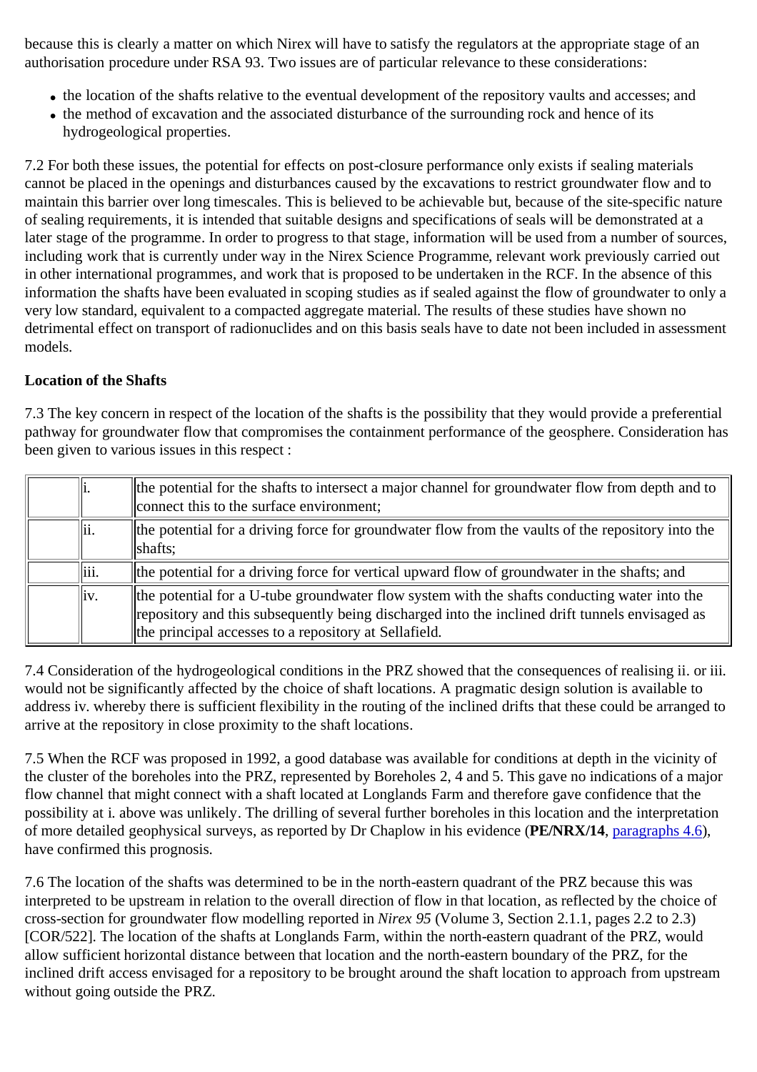because this is clearly a matter on which Nirex will have to satisfy the regulators at the appropriate stage of an authorisation procedure under RSA 93. Two issues are of particular relevance to these considerations:

- the location of the shafts relative to the eventual development of the repository vaults and accesses; and
- the method of excavation and the associated disturbance of the surrounding rock and hence of its hydrogeological properties.

7.2 For both these issues, the potential for effects on post-closure performance only exists if sealing materials cannot be placed in the openings and disturbances caused by the excavations to restrict groundwater flow and to maintain this barrier over long timescales. This is believed to be achievable but, because of the site-specific nature of sealing requirements, it is intended that suitable designs and specifications of seals will be demonstrated at a later stage of the programme. In order to progress to that stage, information will be used from a number of sources, including work that is currently under way in the Nirex Science Programme, relevant work previously carried out in other international programmes, and work that is proposed to be undertaken in the RCF. In the absence of this information the shafts have been evaluated in scoping studies as if sealed against the flow of groundwater to only a very low standard, equivalent to a compacted aggregate material. The results of these studies have shown no detrimental effect on transport of radionuclides and on this basis seals have to date not been included in assessment models.

**Location of the Shafts**

7.3 The key concern in respect of the location of the shafts is the possibility that they would provide a preferential pathway for groundwater flow that compromises the containment performance of the geosphere. Consideration has been given to various issues in this respect :

| | | |
|---|---|---|
| | i. | the potential for the shafts to intersect a major channel for groundwater flow from depth and to connect this to the surface environment; |
| | ii. | the potential for a driving force for groundwater flow from the vaults of the repository into the shafts; |
| | iii. | the potential for a driving force for vertical upward flow of groundwater in the shafts; and |
| | iv. | the potential for a U-tube groundwater flow system with the shafts conducting water into the repository and this subsequently being discharged into the inclined drift tunnels envisaged as the principal accesses to a repository at Sellafield. |

7.4 Consideration of the hydrogeological conditions in the PRZ showed that the consequences of realising ii. or iii. would not be significantly affected by the choice of shaft locations. A pragmatic design solution is available to address iv. whereby there is sufficient flexibility in the routing of the inclined drifts that these could be arranged to arrive at the repository in close proximity to the shaft locations.

7.5 When the RCF was proposed in 1992, a good database was available for conditions at depth in the vicinity of the cluster of the boreholes into the PRZ, represented by Boreholes 2, 4 and 5. This gave no indications of a major flow channel that might connect with a shaft located at Longlands Farm and therefore gave confidence that the possibility at i. above was unlikely. The drilling of several further boreholes in this location and the interpretation of more detailed geophysical surveys, as reported by Dr Chaplow in his evidence (**PE/NRX/14**, paragraphs 4.6), have confirmed this prognosis.

7.6 The location of the shafts was determined to be in the north-eastern quadrant of the PRZ because this was interpreted to be upstream in relation to the overall direction of flow in that location, as reflected by the choice of cross-section for groundwater flow modelling reported in *Nirex 95* (Volume 3, Section 2.1.1, pages 2.2 to 2.3) [COR/522]. The location of the shafts at Longlands Farm, within the north-eastern quadrant of the PRZ, would allow sufficient horizontal distance between that location and the north-eastern boundary of the PRZ, for the inclined drift access envisaged for a repository to be brought around the shaft location to approach from upstream without going outside the PRZ.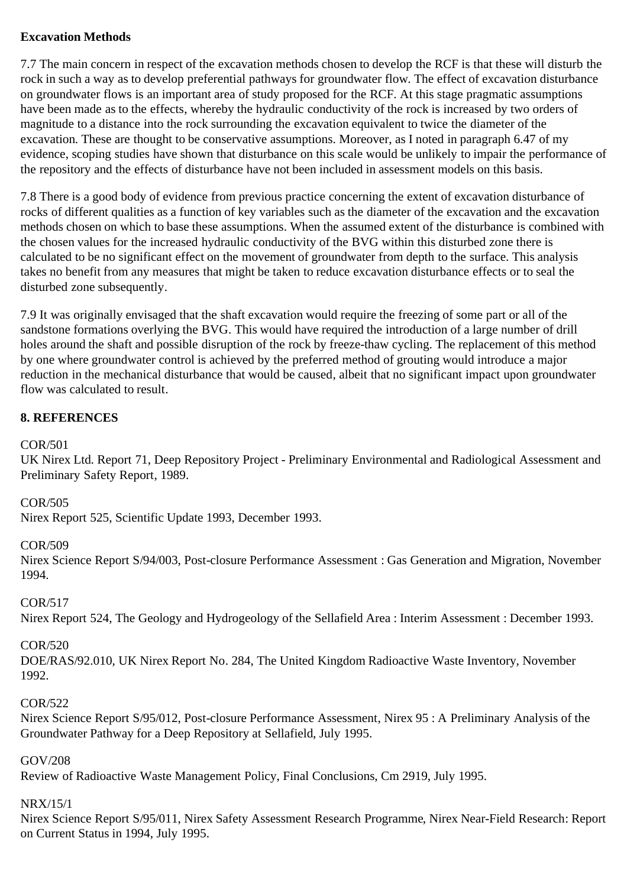**Excavation Methods**

7.7 The main concern in respect of the excavation methods chosen to develop the RCF is that these will disturb the rock in such a way as to develop preferential pathways for groundwater flow. The effect of excavation disturbance on groundwater flows is an important area of study proposed for the RCF. At this stage pragmatic assumptions have been made as to the effects, whereby the hydraulic conductivity of the rock is increased by two orders of magnitude to a distance into the rock surrounding the excavation equivalent to twice the diameter of the excavation. These are thought to be conservative assumptions. Moreover, as I noted in paragraph 6.47 of my evidence, scoping studies have shown that disturbance on this scale would be unlikely to impair the performance of the repository and the effects of disturbance have not been included in assessment models on this basis.

7.8 There is a good body of evidence from previous practice concerning the extent of excavation disturbance of rocks of different qualities as a function of key variables such as the diameter of the excavation and the excavation methods chosen on which to base these assumptions. When the assumed extent of the disturbance is combined with the chosen values for the increased hydraulic conductivity of the BVG within this disturbed zone there is calculated to be no significant effect on the movement of groundwater from depth to the surface. This analysis takes no benefit from any measures that might be taken to reduce excavation disturbance effects or to seal the disturbed zone subsequently.

7.9 It was originally envisaged that the shaft excavation would require the freezing of some part or all of the sandstone formations overlying the BVG. This would have required the introduction of a large number of drill holes around the shaft and possible disruption of the rock by freeze-thaw cycling. The replacement of this method by one where groundwater control is achieved by the preferred method of grouting would introduce a major reduction in the mechanical disturbance that would be caused, albeit that no significant impact upon groundwater flow was calculated to result.

**8. REFERENCES**

COR/501
UK Nirex Ltd. Report 71, Deep Repository Project - Preliminary Environmental and Radiological Assessment and Preliminary Safety Report, 1989.

COR/505
Nirex Report 525, Scientific Update 1993, December 1993.

COR/509
Nirex Science Report S/94/003, Post-closure Performance Assessment : Gas Generation and Migration, November 1994.

COR/517
Nirex Report 524, The Geology and Hydrogeology of the Sellafield Area : Interim Assessment : December 1993.

COR/520
DOE/RAS/92.010, UK Nirex Report No. 284, The United Kingdom Radioactive Waste Inventory, November 1992.

COR/522
Nirex Science Report S/95/012, Post-closure Performance Assessment, Nirex 95 : A Preliminary Analysis of the Groundwater Pathway for a Deep Repository at Sellafield, July 1995.

GOV/208
Review of Radioactive Waste Management Policy, Final Conclusions, Cm 2919, July 1995.

NRX/15/1
Nirex Science Report S/95/011, Nirex Safety Assessment Research Programme, Nirex Near-Field Research: Report on Current Status in 1994, July 1995.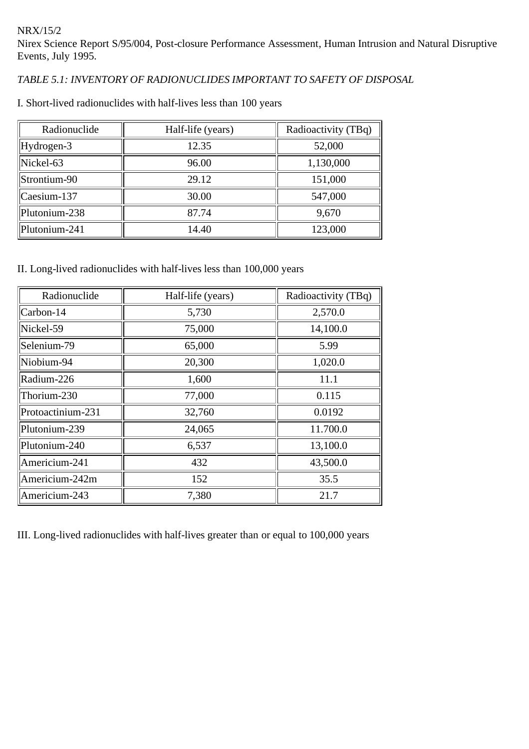NRX/15/2
Nirex Science Report S/95/004, Post-closure Performance Assessment, Human Intrusion and Natural Disruptive Events, July 1995.

*TABLE 5.1: INVENTORY OF RADIONUCLIDES IMPORTANT TO SAFETY OF DISPOSAL*

I. Short-lived radionuclides with half-lives less than 100 years

| Radionuclide | Half-life (years) | Radioactivity (TBq) |
|---|---|---|
| Hydrogen-3 | 12.35 | 52,000 |
| Nickel-63 | 96.00 | 1,130,000 |
| Strontium-90 | 29.12 | 151,000 |
| Caesium-137 | 30.00 | 547,000 |
| Plutonium-238 | 87.74 | 9,670 |
| Plutonium-241 | 14.40 | 123,000 |

II. Long-lived radionuclides with half-lives less than 100,000 years

| Radionuclide | Half-life (years) | Radioactivity (TBq) |
|---|---|---|
| Carbon-14 | 5,730 | 2,570.0 |
| Nickel-59 | 75,000 | 14,100.0 |
| Selenium-79 | 65,000 | 5.99 |
| Niobium-94 | 20,300 | 1,020.0 |
| Radium-226 | 1,600 | 11.1 |
| Thorium-230 | 77,000 | 0.115 |
| Protoactinium-231 | 32,760 | 0.0192 |
| Plutonium-239 | 24,065 | 11.700.0 |
| Plutonium-240 | 6,537 | 13,100.0 |
| Americium-241 | 432 | 43,500.0 |
| Americium-242m | 152 | 35.5 |
| Americium-243 | 7,380 | 21.7 |

III. Long-lived radionuclides with half-lives greater than or equal to 100,000 years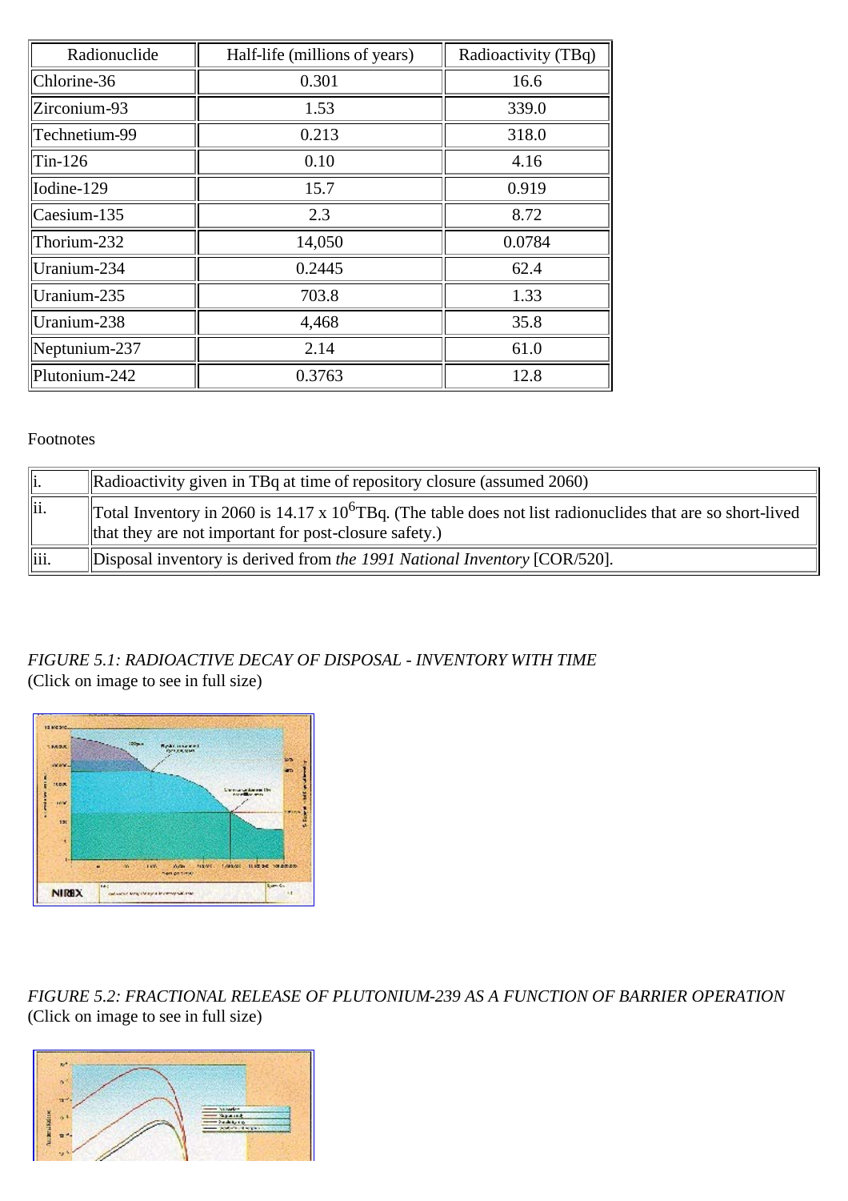| Radionuclide | Half-life (millions of years) | Radioactivity (TBq) |
|---|---|---|
| Chlorine-36 | 0.301 | 16.6 |
| Zirconium-93 | 1.53 | 339.0 |
| Technetium-99 | 0.213 | 318.0 |
| Tin-126 | 0.10 | 4.16 |
| Iodine-129 | 15.7 | 0.919 |
| Caesium-135 | 2.3 | 8.72 |
| Thorium-232 | 14,050 | 0.0784 |
| Uranium-234 | 0.2445 | 62.4 |
| Uranium-235 | 703.8 | 1.33 |
| Uranium-238 | 4,468 | 35.8 |
| Neptunium-237 | 2.14 | 61.0 |
| Plutonium-242 | 0.3763 | 12.8 |

Footnotes

| | |
|---|---|
| i. | Radioactivity given in TBq at time of repository closure (assumed 2060) |
| ii. | Total Inventory in 2060 is $14.17 \times 10^{6}$ TBq. (The table does not list radionuclides that are so short-lived that they are not important for post-closure safety.) |
| iii. | Disposal inventory is derived from *the 1991 National Inventory* [COR/520]. |

*FIGURE 5.1: RADIOACTIVE DECAY OF DISPOSAL - INVENTORY WITH TIME*
(Click on image to see in full size)

*FIGURE 5.2: FRACTIONAL RELEASE OF PLUTONIUM-239 AS A FUNCTION OF BARRIER OPERATION*
(Click on image to see in full size)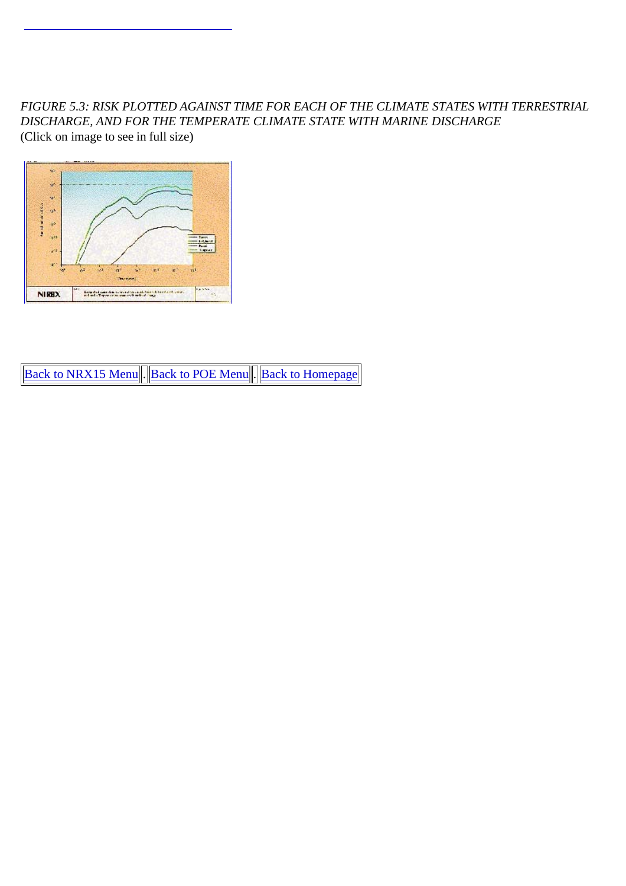*FIGURE 5.3: RISK PLOTTED AGAINST TIME FOR EACH OF THE CLIMATE STATES WITH TERRESTRIAL DISCHARGE, AND FOR THE TEMPERATE CLIMATE STATE WITH MARINE DISCHARGE*

(Click on image to see in full size)

| Back to NRX15 Menu | . | Back to POE Menu | . | Back to Homepage |
|---|---|---|---|---|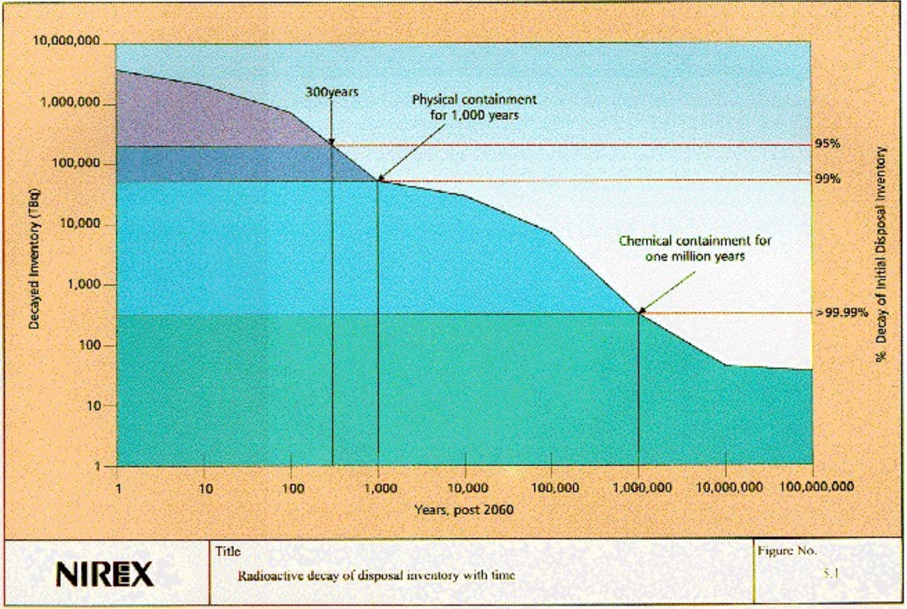**NIREX**

Title: Radioactive decay of disposal inventory with time

Figure No. 5.1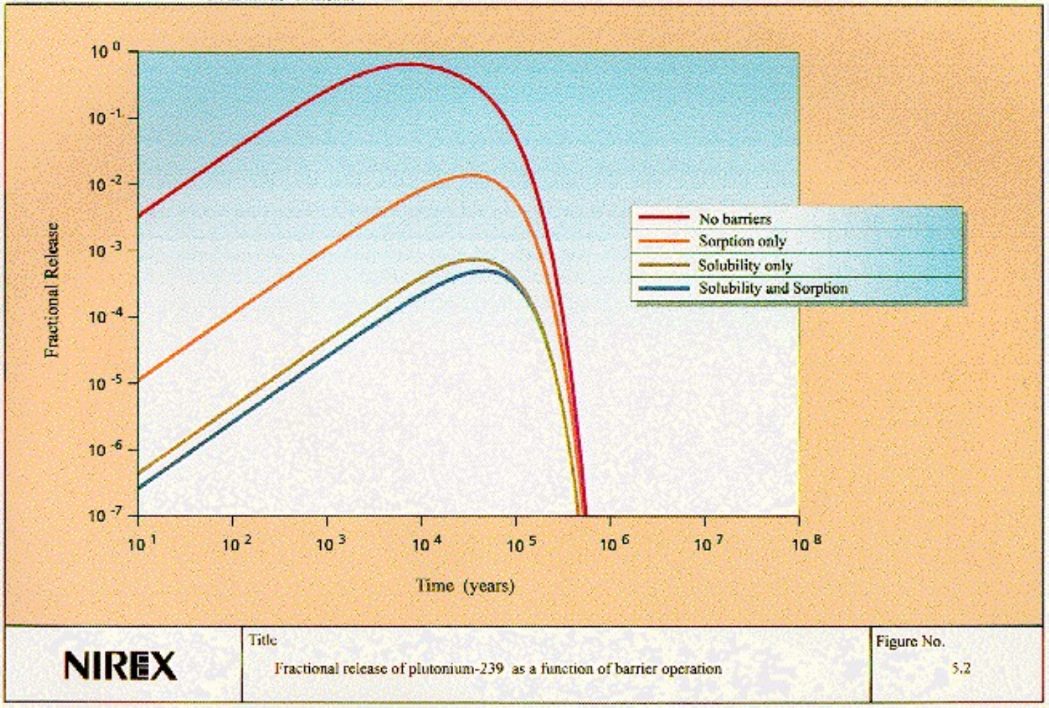Fractional Release

Time (years)

- No barriers
- Sorption only
- Solubility only
- Solubility and Sorption

NIREX

Title: Fractional release of plutonium-239 as a function of barrier operation

Figure No. 5.2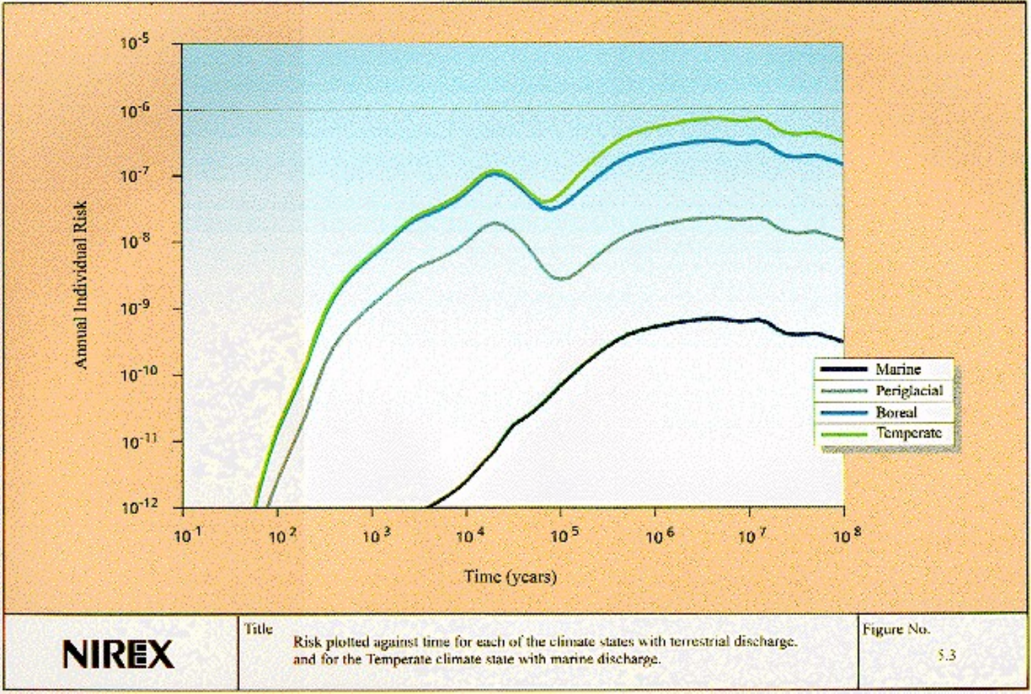Annual Individual Risk

$10^{-5}$

$10^{-6}$

$10^{-7}$

$10^{-8}$

$10^{-9}$

$10^{-10}$

$10^{-11}$

$10^{-12}$

$10^{-1}$ $10^{2}$ $10^{3}$ $10^{4}$ $10^{5}$ $10^{6}$ $10^{7}$ $10^{8}$

Time (years)

Marine

Periglacial

Boreal

Temperate

NIREX

Title

Risk plotted against time for each of the climate states with terrestrial discharge, and for the Temperate climate state with marine discharge.

Figure No.

5.3